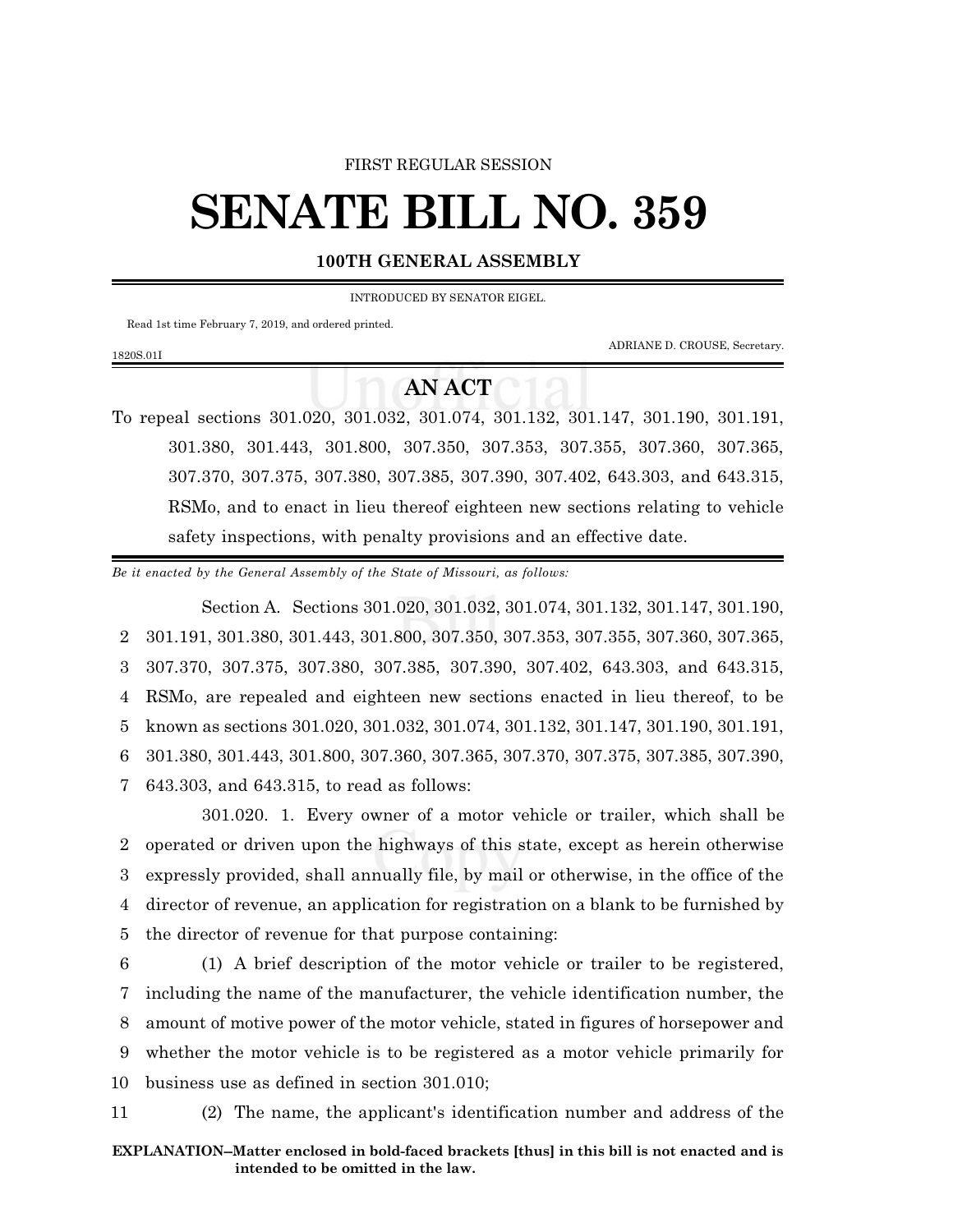FIRST REGULAR SESSION

# SENATE BILL NO. 359

**100TH GENERAL ASSEMBLY**

INTRODUCED BY SENATOR EIGEL.

Read 1st time February 7, 2019, and ordered printed.

ADRIANE D. CROUSE, Secretary.

1820S.01I

## AN ACT

To repeal sections 301.020, 301.032, 301.074, 301.132, 301.147, 301.190, 301.191, 301.380, 301.443, 301.800, 307.350, 307.353, 307.355, 307.360, 307.365, 307.370, 307.375, 307.380, 307.385, 307.390, 307.402, 643.303, and 643.315, RSMo, and to enact in lieu thereof eighteen new sections relating to vehicle safety inspections, with penalty provisions and an effective date.

*Be it enacted by the General Assembly of the State of Missouri, as follows:*

Section A. Sections 301.020, 301.032, 301.074, 301.132, 301.147, 301.190, 301.191, 301.380, 301.443, 301.800, 307.350, 307.353, 307.355, 307.360, 307.365, 307.370, 307.375, 307.380, 307.385, 307.390, 307.402, 643.303, and 643.315, RSMo, are repealed and eighteen new sections enacted in lieu thereof, to be known as sections 301.020, 301.032, 301.074, 301.132, 301.147, 301.190, 301.191, 301.380, 301.443, 301.800, 307.360, 307.365, 307.370, 307.375, 307.385, 307.390, 643.303, and 643.315, to read as follows:

301.020. 1. Every owner of a motor vehicle or trailer, which shall be operated or driven upon the highways of this state, except as herein otherwise expressly provided, shall annually file, by mail or otherwise, in the office of the director of revenue, an application for registration on a blank to be furnished by the director of revenue for that purpose containing:

(1) A brief description of the motor vehicle or trailer to be registered, including the name of the manufacturer, the vehicle identification number, the amount of motive power of the motor vehicle, stated in figures of horsepower and whether the motor vehicle is to be registered as a motor vehicle primarily for business use as defined in section 301.010;

(2) The name, the applicant's identification number and address of the

**EXPLANATION–Matter enclosed in bold-faced brackets [thus] in this bill is not enacted and is intended to be omitted in the law.**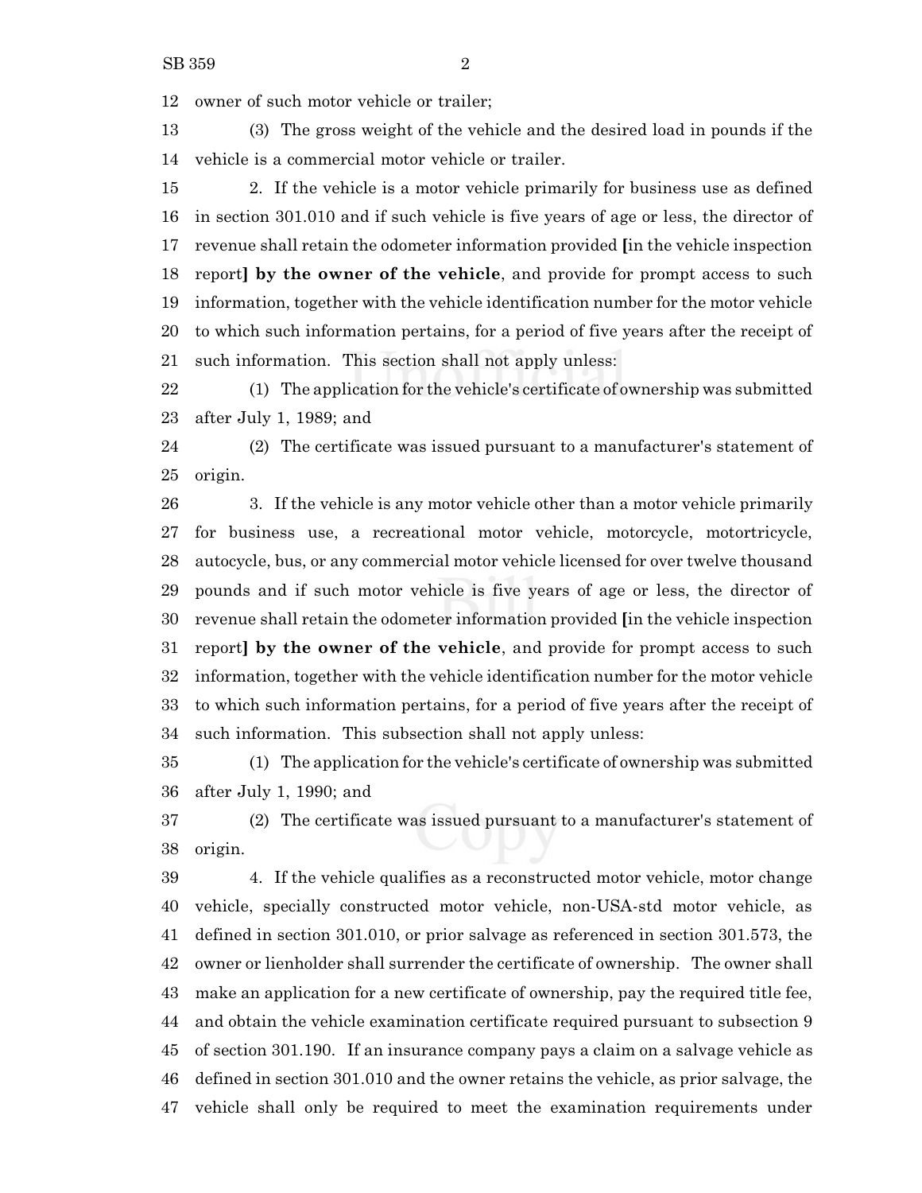owner of such motor vehicle or trailer;

(3) The gross weight of the vehicle and the desired load in pounds if the vehicle is a commercial motor vehicle or trailer.

2. If the vehicle is a motor vehicle primarily for business use as defined in section 301.010 and if such vehicle is five years of age or less, the director of revenue shall retain the odometer information provided [in the vehicle inspection report] **by the owner of the vehicle**, and provide for prompt access to such information, together with the vehicle identification number for the motor vehicle to which such information pertains, for a period of five years after the receipt of such information. This section shall not apply unless:

(1) The application for the vehicle's certificate of ownership was submitted after July 1, 1989; and

(2) The certificate was issued pursuant to a manufacturer's statement of origin.

3. If the vehicle is any motor vehicle other than a motor vehicle primarily for business use, a recreational motor vehicle, motorcycle, motortricycle, autocycle, bus, or any commercial motor vehicle licensed for over twelve thousand pounds and if such motor vehicle is five years of age or less, the director of revenue shall retain the odometer information provided [in the vehicle inspection report] **by the owner of the vehicle**, and provide for prompt access to such information, together with the vehicle identification number for the motor vehicle to which such information pertains, for a period of five years after the receipt of such information. This subsection shall not apply unless:

(1) The application for the vehicle's certificate of ownership was submitted after July 1, 1990; and

(2) The certificate was issued pursuant to a manufacturer's statement of origin.

4. If the vehicle qualifies as a reconstructed motor vehicle, motor change vehicle, specially constructed motor vehicle, non-USA-std motor vehicle, as defined in section 301.010, or prior salvage as referenced in section 301.573, the owner or lienholder shall surrender the certificate of ownership. The owner shall make an application for a new certificate of ownership, pay the required title fee, and obtain the vehicle examination certificate required pursuant to subsection 9 of section 301.190. If an insurance company pays a claim on a salvage vehicle as defined in section 301.010 and the owner retains the vehicle, as prior salvage, the vehicle shall only be required to meet the examination requirements under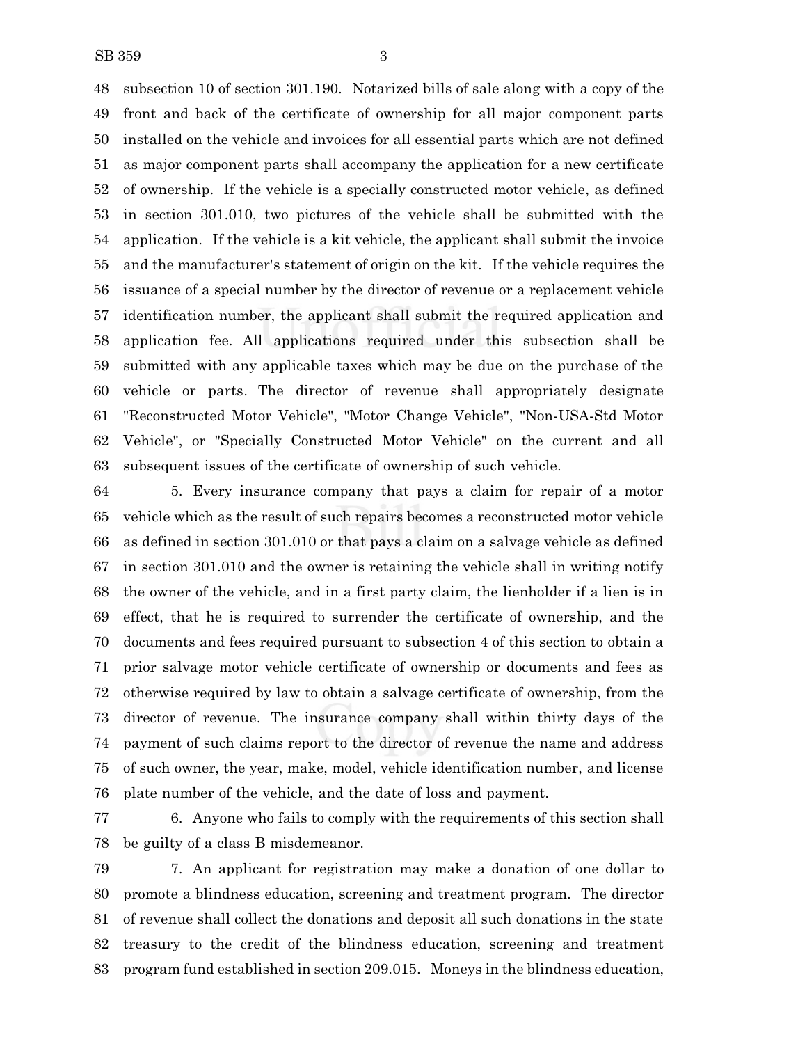subsection 10 of section 301.190. Notarized bills of sale along with a copy of the front and back of the certificate of ownership for all major component parts installed on the vehicle and invoices for all essential parts which are not defined as major component parts shall accompany the application for a new certificate of ownership. If the vehicle is a specially constructed motor vehicle, as defined in section 301.010, two pictures of the vehicle shall be submitted with the application. If the vehicle is a kit vehicle, the applicant shall submit the invoice and the manufacturer's statement of origin on the kit. If the vehicle requires the issuance of a special number by the director of revenue or a replacement vehicle identification number, the applicant shall submit the required application and application fee. All applications required under this subsection shall be submitted with any applicable taxes which may be due on the purchase of the vehicle or parts. The director of revenue shall appropriately designate "Reconstructed Motor Vehicle", "Motor Change Vehicle", "Non-USA-Std Motor Vehicle", or "Specially Constructed Motor Vehicle" on the current and all subsequent issues of the certificate of ownership of such vehicle.

5. Every insurance company that pays a claim for repair of a motor vehicle which as the result of such repairs becomes a reconstructed motor vehicle as defined in section 301.010 or that pays a claim on a salvage vehicle as defined in section 301.010 and the owner is retaining the vehicle shall in writing notify the owner of the vehicle, and in a first party claim, the lienholder if a lien is in effect, that he is required to surrender the certificate of ownership, and the documents and fees required pursuant to subsection 4 of this section to obtain a prior salvage motor vehicle certificate of ownership or documents and fees as otherwise required by law to obtain a salvage certificate of ownership, from the director of revenue. The insurance company shall within thirty days of the payment of such claims report to the director of revenue the name and address of such owner, the year, make, model, vehicle identification number, and license plate number of the vehicle, and the date of loss and payment.

6. Anyone who fails to comply with the requirements of this section shall be guilty of a class B misdemeanor.

7. An applicant for registration may make a donation of one dollar to promote a blindness education, screening and treatment program. The director of revenue shall collect the donations and deposit all such donations in the state treasury to the credit of the blindness education, screening and treatment program fund established in section 209.015. Moneys in the blindness education,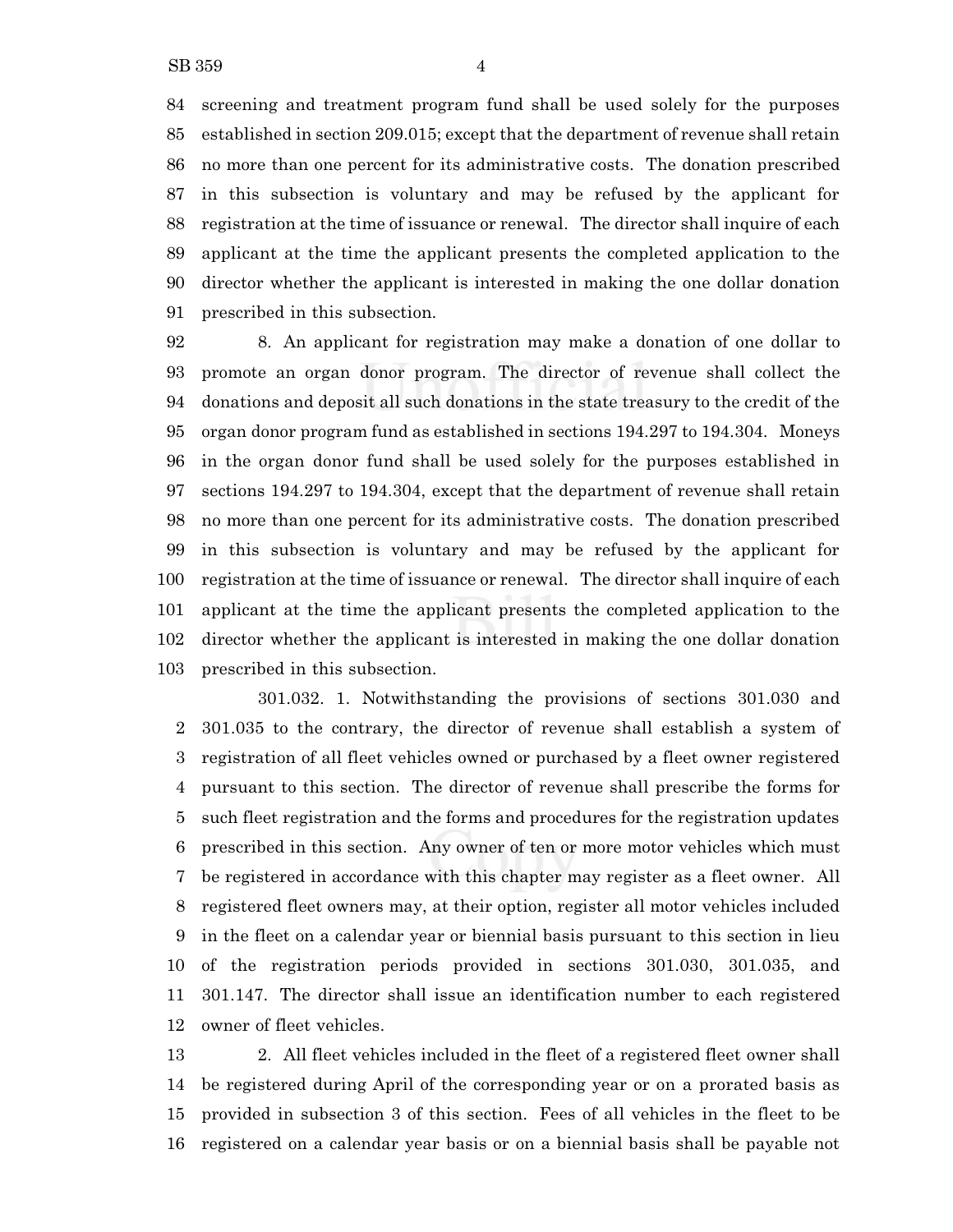screening and treatment program fund shall be used solely for the purposes established in section 209.015; except that the department of revenue shall retain no more than one percent for its administrative costs. The donation prescribed in this subsection is voluntary and may be refused by the applicant for registration at the time of issuance or renewal. The director shall inquire of each applicant at the time the applicant presents the completed application to the director whether the applicant is interested in making the one dollar donation prescribed in this subsection.

8. An applicant for registration may make a donation of one dollar to promote an organ donor program. The director of revenue shall collect the donations and deposit all such donations in the state treasury to the credit of the organ donor program fund as established in sections 194.297 to 194.304. Moneys in the organ donor fund shall be used solely for the purposes established in sections 194.297 to 194.304, except that the department of revenue shall retain no more than one percent for its administrative costs. The donation prescribed in this subsection is voluntary and may be refused by the applicant for registration at the time of issuance or renewal. The director shall inquire of each applicant at the time the applicant presents the completed application to the director whether the applicant is interested in making the one dollar donation prescribed in this subsection.

301.032. 1. Notwithstanding the provisions of sections 301.030 and 301.035 to the contrary, the director of revenue shall establish a system of registration of all fleet vehicles owned or purchased by a fleet owner registered pursuant to this section. The director of revenue shall prescribe the forms for such fleet registration and the forms and procedures for the registration updates prescribed in this section. Any owner of ten or more motor vehicles which must be registered in accordance with this chapter may register as a fleet owner. All registered fleet owners may, at their option, register all motor vehicles included in the fleet on a calendar year or biennial basis pursuant to this section in lieu of the registration periods provided in sections 301.030, 301.035, and 301.147. The director shall issue an identification number to each registered owner of fleet vehicles.

2. All fleet vehicles included in the fleet of a registered fleet owner shall be registered during April of the corresponding year or on a prorated basis as provided in subsection 3 of this section. Fees of all vehicles in the fleet to be registered on a calendar year basis or on a biennial basis shall be payable not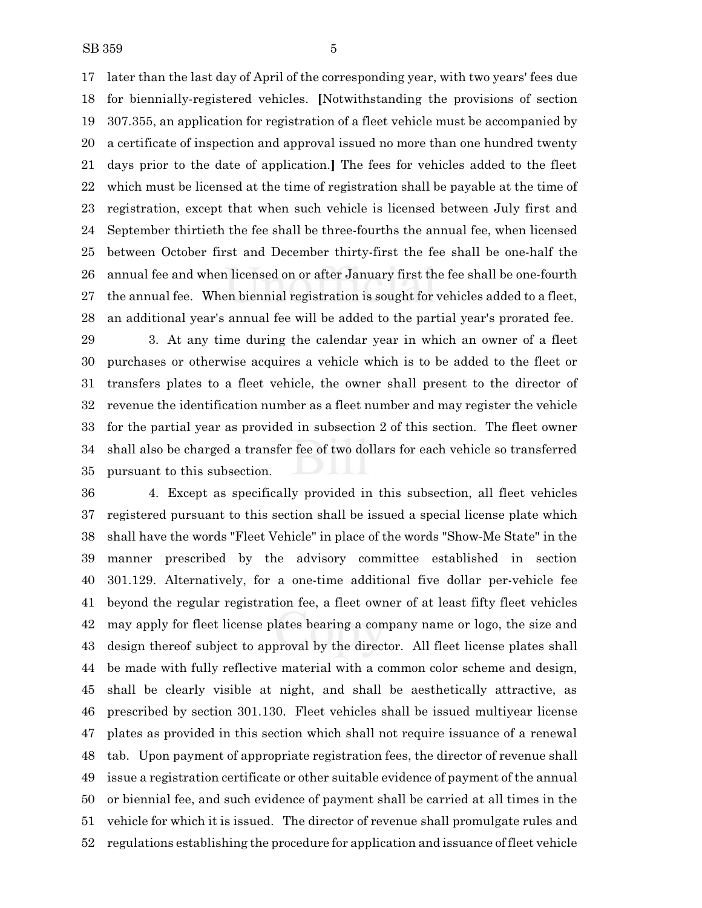later than the last day of April of the corresponding year, with two years' fees due for biennially-registered vehicles. **[**Notwithstanding the provisions of section 307.355, an application for registration of a fleet vehicle must be accompanied by a certificate of inspection and approval issued no more than one hundred twenty days prior to the date of application.**]** The fees for vehicles added to the fleet which must be licensed at the time of registration shall be payable at the time of registration, except that when such vehicle is licensed between July first and September thirtieth the fee shall be three-fourths the annual fee, when licensed between October first and December thirty-first the fee shall be one-half the annual fee and when licensed on or after January first the fee shall be one-fourth the annual fee. When biennial registration is sought for vehicles added to a fleet, an additional year's annual fee will be added to the partial year's prorated fee.

3. At any time during the calendar year in which an owner of a fleet purchases or otherwise acquires a vehicle which is to be added to the fleet or transfers plates to a fleet vehicle, the owner shall present to the director of revenue the identification number as a fleet number and may register the vehicle for the partial year as provided in subsection 2 of this section. The fleet owner shall also be charged a transfer fee of two dollars for each vehicle so transferred pursuant to this subsection.

4. Except as specifically provided in this subsection, all fleet vehicles registered pursuant to this section shall be issued a special license plate which shall have the words "Fleet Vehicle" in place of the words "Show-Me State" in the manner prescribed by the advisory committee established in section 301.129. Alternatively, for a one-time additional five dollar per-vehicle fee beyond the regular registration fee, a fleet owner of at least fifty fleet vehicles may apply for fleet license plates bearing a company name or logo, the size and design thereof subject to approval by the director. All fleet license plates shall be made with fully reflective material with a common color scheme and design, shall be clearly visible at night, and shall be aesthetically attractive, as prescribed by section 301.130. Fleet vehicles shall be issued multiyear license plates as provided in this section which shall not require issuance of a renewal tab. Upon payment of appropriate registration fees, the director of revenue shall issue a registration certificate or other suitable evidence of payment of the annual or biennial fee, and such evidence of payment shall be carried at all times in the vehicle for which it is issued. The director of revenue shall promulgate rules and regulations establishing the procedure for application and issuance of fleet vehicle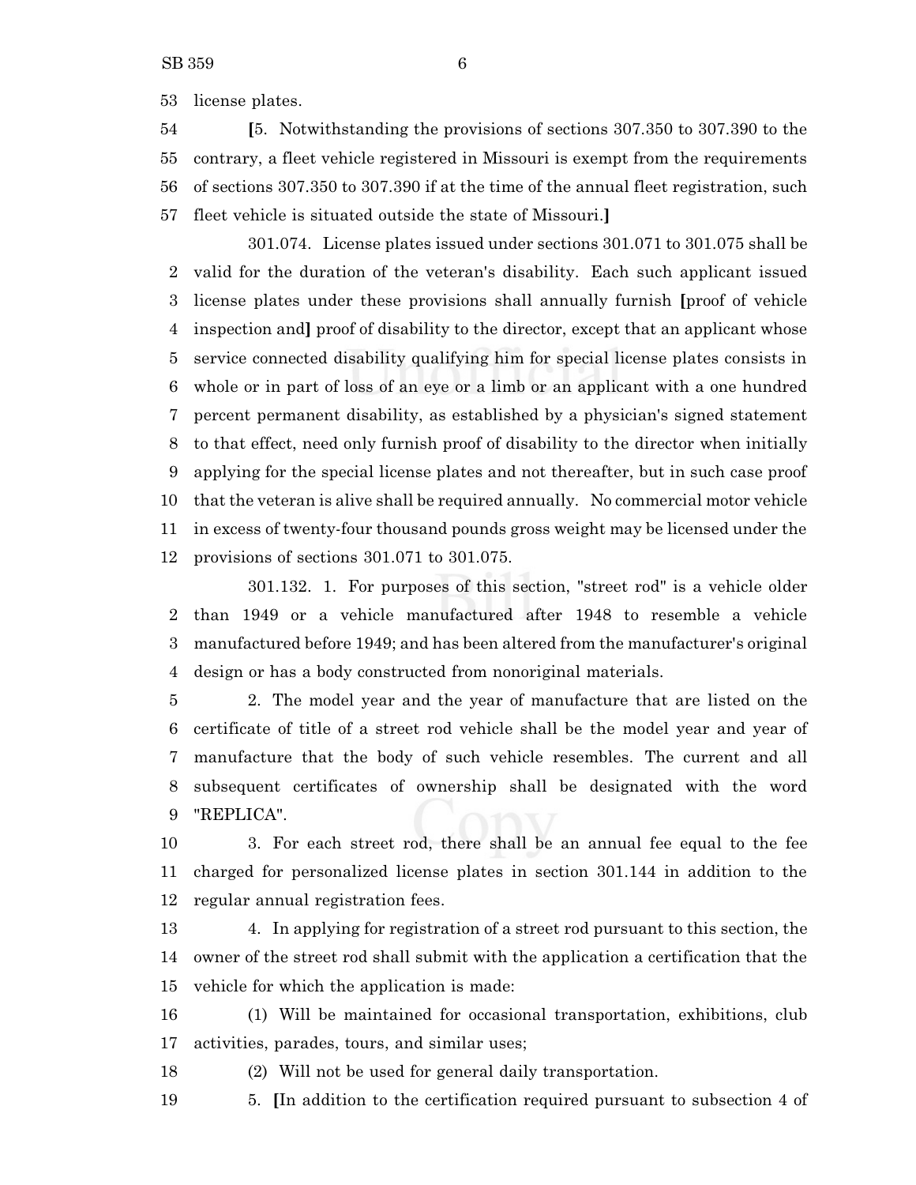license plates.

[5. Notwithstanding the provisions of sections 307.350 to 307.390 to the contrary, a fleet vehicle registered in Missouri is exempt from the requirements of sections 307.350 to 307.390 if at the time of the annual fleet registration, such fleet vehicle is situated outside the state of Missouri.]

301.074. License plates issued under sections 301.071 to 301.075 shall be valid for the duration of the veteran's disability. Each such applicant issued license plates under these provisions shall annually furnish [proof of vehicle inspection and] proof of disability to the director, except that an applicant whose service connected disability qualifying him for special license plates consists in whole or in part of loss of an eye or a limb or an applicant with a one hundred percent permanent disability, as established by a physician's signed statement to that effect, need only furnish proof of disability to the director when initially applying for the special license plates and not thereafter, but in such case proof that the veteran is alive shall be required annually. No commercial motor vehicle in excess of twenty-four thousand pounds gross weight may be licensed under the provisions of sections 301.071 to 301.075.

301.132. 1. For purposes of this section, "street rod" is a vehicle older than 1949 or a vehicle manufactured after 1948 to resemble a vehicle manufactured before 1949; and has been altered from the manufacturer's original design or has a body constructed from nonoriginal materials.

2. The model year and the year of manufacture that are listed on the certificate of title of a street rod vehicle shall be the model year and year of manufacture that the body of such vehicle resembles. The current and all subsequent certificates of ownership shall be designated with the word "REPLICA".

3. For each street rod, there shall be an annual fee equal to the fee charged for personalized license plates in section 301.144 in addition to the regular annual registration fees.

4. In applying for registration of a street rod pursuant to this section, the owner of the street rod shall submit with the application a certification that the vehicle for which the application is made:

(1) Will be maintained for occasional transportation, exhibitions, club activities, parades, tours, and similar uses;

(2) Will not be used for general daily transportation.

5. [In addition to the certification required pursuant to subsection 4 of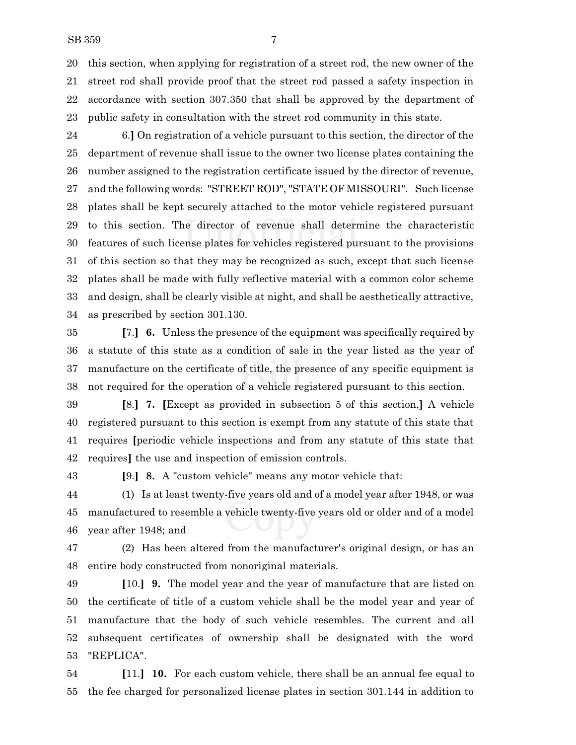this section, when applying for registration of a street rod, the new owner of the street rod shall provide proof that the street rod passed a safety inspection in accordance with section 307.350 that shall be approved by the department of public safety in consultation with the street rod community in this state.

6.] On registration of a vehicle pursuant to this section, the director of the department of revenue shall issue to the owner two license plates containing the number assigned to the registration certificate issued by the director of revenue, and the following words: "STREET ROD", "STATE OF MISSOURI". Such license plates shall be kept securely attached to the motor vehicle registered pursuant to this section. The director of revenue shall determine the characteristic features of such license plates for vehicles registered pursuant to the provisions of this section so that they may be recognized as such, except that such license plates shall be made with fully reflective material with a common color scheme and design, shall be clearly visible at night, and shall be aesthetically attractive, as prescribed by section 301.130.

[7.] **6.** Unless the presence of the equipment was specifically required by a statute of this state as a condition of sale in the year listed as the year of manufacture on the certificate of title, the presence of any specific equipment is not required for the operation of a vehicle registered pursuant to this section.

[8.] **7.** [Except as provided in subsection 5 of this section,] A vehicle registered pursuant to this section is exempt from any statute of this state that requires [periodic vehicle inspections and from any statute of this state that requires] the use and inspection of emission controls.

[9.] **8.** A "custom vehicle" means any motor vehicle that:

(1) Is at least twenty-five years old and of a model year after 1948, or was manufactured to resemble a vehicle twenty-five years old or older and of a model year after 1948; and

(2) Has been altered from the manufacturer's original design, or has an entire body constructed from nonoriginal materials.

[10.] **9.** The model year and the year of manufacture that are listed on the certificate of title of a custom vehicle shall be the model year and year of manufacture that the body of such vehicle resembles. The current and all subsequent certificates of ownership shall be designated with the word "REPLICA".

[11.] **10.** For each custom vehicle, there shall be an annual fee equal to the fee charged for personalized license plates in section 301.144 in addition to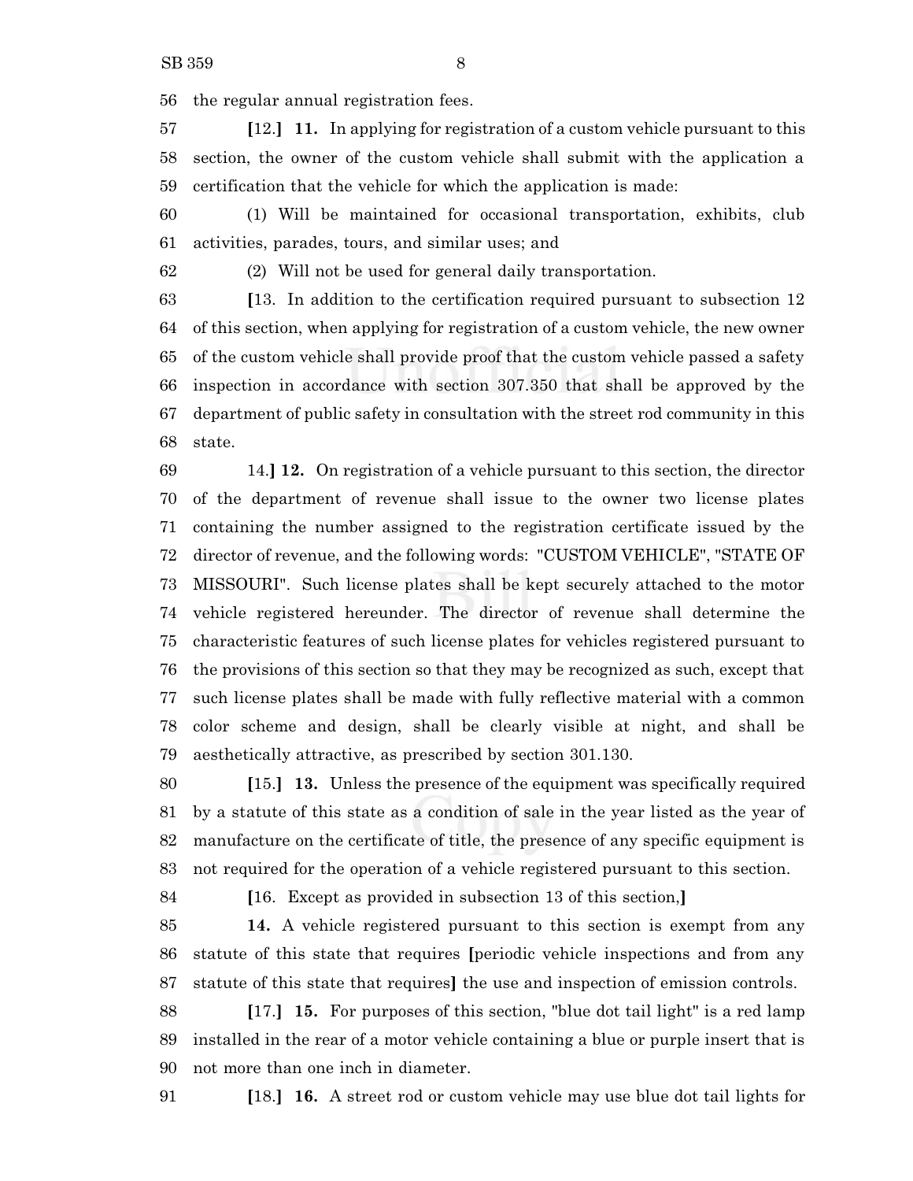56 the regular annual registration fees.

57 **[**12.**]** **11.** In applying for registration of a custom vehicle pursuant to this
58 section, the owner of the custom vehicle shall submit with the application a
59 certification that the vehicle for which the application is made:

60 (1) Will be maintained for occasional transportation, exhibits, club
61 activities, parades, tours, and similar uses; and

62 (2) Will not be used for general daily transportation.

63 **[**13. In addition to the certification required pursuant to subsection 12
64 of this section, when applying for registration of a custom vehicle, the new owner
65 of the custom vehicle shall provide proof that the custom vehicle passed a safety
66 inspection in accordance with section 307.350 that shall be approved by the
67 department of public safety in consultation with the street rod community in this
68 state.

69 14.**]** **12.** On registration of a vehicle pursuant to this section, the director
70 of the department of revenue shall issue to the owner two license plates
71 containing the number assigned to the registration certificate issued by the
72 director of revenue, and the following words: "CUSTOM VEHICLE", "STATE OF
73 MISSOURI". Such license plates shall be kept securely attached to the motor
74 vehicle registered hereunder. The director of revenue shall determine the
75 characteristic features of such license plates for vehicles registered pursuant to
76 the provisions of this section so that they may be recognized as such, except that
77 such license plates shall be made with fully reflective material with a common
78 color scheme and design, shall be clearly visible at night, and shall be
79 aesthetically attractive, as prescribed by section 301.130.

80 **[**15.**]** **13.** Unless the presence of the equipment was specifically required
81 by a statute of this state as a condition of sale in the year listed as the year of
82 manufacture on the certificate of title, the presence of any specific equipment is
83 not required for the operation of a vehicle registered pursuant to this section.

84 **[**16. Except as provided in subsection 13 of this section,**]**

85 **14.** A vehicle registered pursuant to this section is exempt from any
86 statute of this state that requires **[**periodic vehicle inspections and from any
87 statute of this state that requires**]** the use and inspection of emission controls.

88 **[**17.**]** **15.** For purposes of this section, "blue dot tail light" is a red lamp
89 installed in the rear of a motor vehicle containing a blue or purple insert that is
90 not more than one inch in diameter.

91 **[**18.**]** **16.** A street rod or custom vehicle may use blue dot tail lights for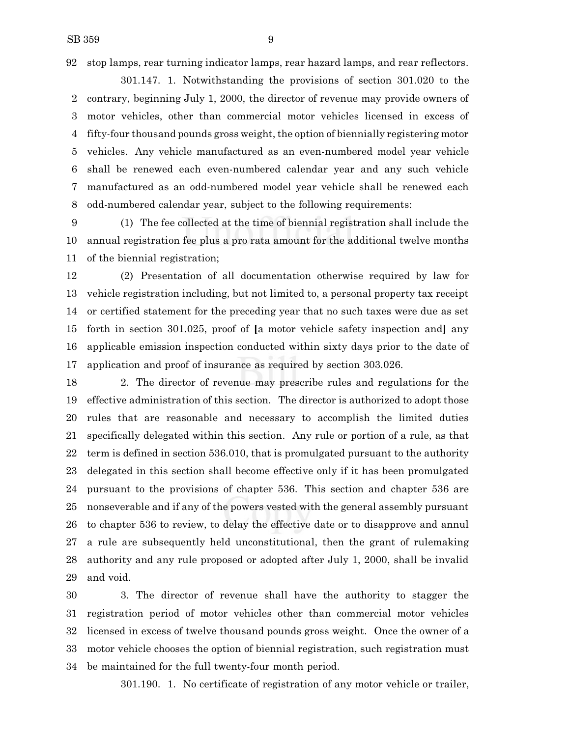stop lamps, rear turning indicator lamps, rear hazard lamps, and rear reflectors.

301.147. 1. Notwithstanding the provisions of section 301.020 to the contrary, beginning July 1, 2000, the director of revenue may provide owners of motor vehicles, other than commercial motor vehicles licensed in excess of fifty-four thousand pounds gross weight, the option of biennially registering motor vehicles. Any vehicle manufactured as an even-numbered model year vehicle shall be renewed each even-numbered calendar year and any such vehicle manufactured as an odd-numbered model year vehicle shall be renewed each odd-numbered calendar year, subject to the following requirements:

(1) The fee collected at the time of biennial registration shall include the annual registration fee plus a pro rata amount for the additional twelve months of the biennial registration;

(2) Presentation of all documentation otherwise required by law for vehicle registration including, but not limited to, a personal property tax receipt or certified statement for the preceding year that no such taxes were due as set forth in section 301.025, proof of [a motor vehicle safety inspection and] any applicable emission inspection conducted within sixty days prior to the date of application and proof of insurance as required by section 303.026.

2. The director of revenue may prescribe rules and regulations for the effective administration of this section. The director is authorized to adopt those rules that are reasonable and necessary to accomplish the limited duties specifically delegated within this section. Any rule or portion of a rule, as that term is defined in section 536.010, that is promulgated pursuant to the authority delegated in this section shall become effective only if it has been promulgated pursuant to the provisions of chapter 536. This section and chapter 536 are nonseverable and if any of the powers vested with the general assembly pursuant to chapter 536 to review, to delay the effective date or to disapprove and annul a rule are subsequently held unconstitutional, then the grant of rulemaking authority and any rule proposed or adopted after July 1, 2000, shall be invalid and void.

3. The director of revenue shall have the authority to stagger the registration period of motor vehicles other than commercial motor vehicles licensed in excess of twelve thousand pounds gross weight. Once the owner of a motor vehicle chooses the option of biennial registration, such registration must be maintained for the full twenty-four month period.

301.190. 1. No certificate of registration of any motor vehicle or trailer,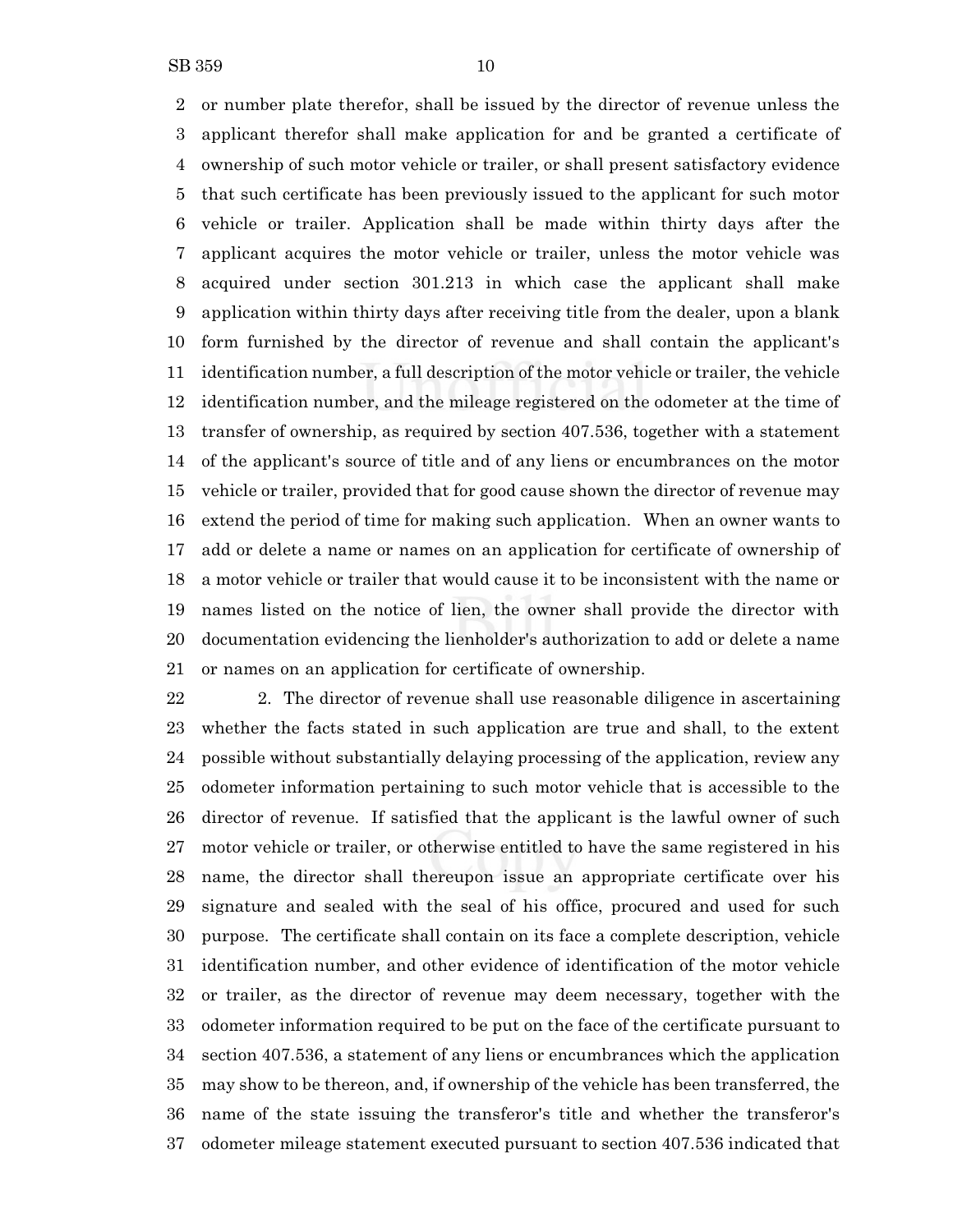or number plate therefor, shall be issued by the director of revenue unless the applicant therefor shall make application for and be granted a certificate of ownership of such motor vehicle or trailer, or shall present satisfactory evidence that such certificate has been previously issued to the applicant for such motor vehicle or trailer. Application shall be made within thirty days after the applicant acquires the motor vehicle or trailer, unless the motor vehicle was acquired under section 301.213 in which case the applicant shall make application within thirty days after receiving title from the dealer, upon a blank form furnished by the director of revenue and shall contain the applicant's identification number, a full description of the motor vehicle or trailer, the vehicle identification number, and the mileage registered on the odometer at the time of transfer of ownership, as required by section 407.536, together with a statement of the applicant's source of title and of any liens or encumbrances on the motor vehicle or trailer, provided that for good cause shown the director of revenue may extend the period of time for making such application. When an owner wants to add or delete a name or names on an application for certificate of ownership of a motor vehicle or trailer that would cause it to be inconsistent with the name or names listed on the notice of lien, the owner shall provide the director with documentation evidencing the lienholder's authorization to add or delete a name or names on an application for certificate of ownership.

2. The director of revenue shall use reasonable diligence in ascertaining whether the facts stated in such application are true and shall, to the extent possible without substantially delaying processing of the application, review any odometer information pertaining to such motor vehicle that is accessible to the director of revenue. If satisfied that the applicant is the lawful owner of such motor vehicle or trailer, or otherwise entitled to have the same registered in his name, the director shall thereupon issue an appropriate certificate over his signature and sealed with the seal of his office, procured and used for such purpose. The certificate shall contain on its face a complete description, vehicle identification number, and other evidence of identification of the motor vehicle or trailer, as the director of revenue may deem necessary, together with the odometer information required to be put on the face of the certificate pursuant to section 407.536, a statement of any liens or encumbrances which the application may show to be thereon, and, if ownership of the vehicle has been transferred, the name of the state issuing the transferor's title and whether the transferor's odometer mileage statement executed pursuant to section 407.536 indicated that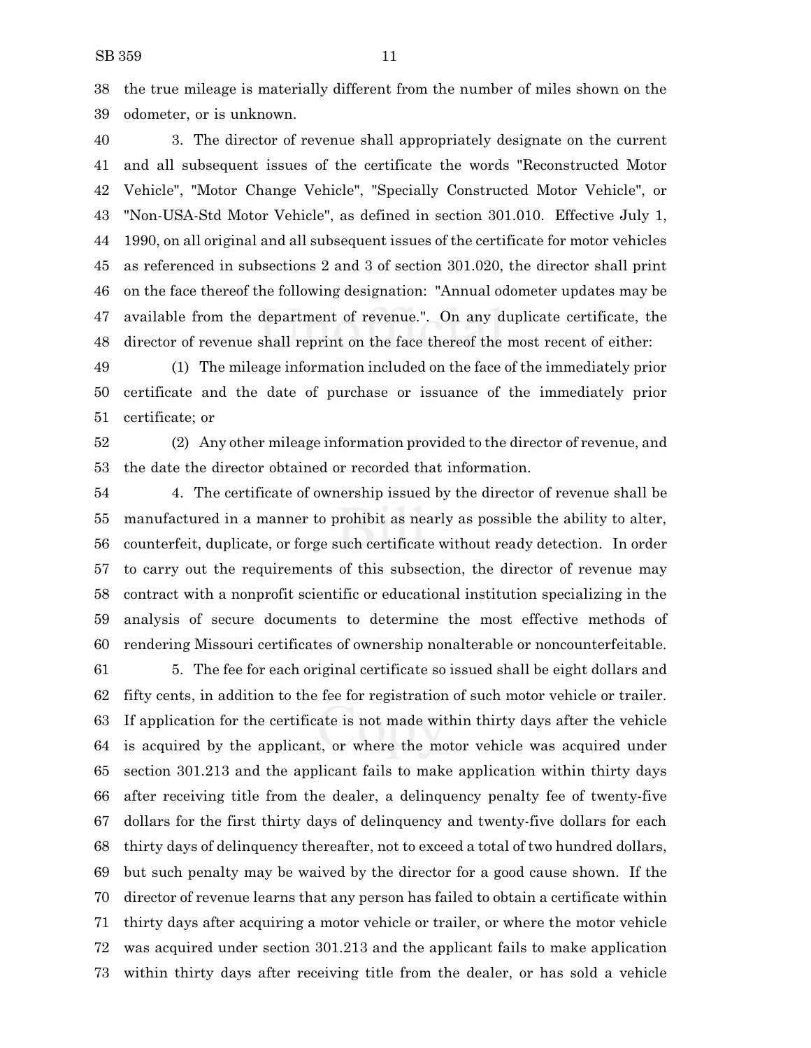the true mileage is materially different from the number of miles shown on the odometer, or is unknown.

3. The director of revenue shall appropriately designate on the current and all subsequent issues of the certificate the words "Reconstructed Motor Vehicle", "Motor Change Vehicle", "Specially Constructed Motor Vehicle", or "Non-USA-Std Motor Vehicle", as defined in section 301.010. Effective July 1, 1990, on all original and all subsequent issues of the certificate for motor vehicles as referenced in subsections 2 and 3 of section 301.020, the director shall print on the face thereof the following designation: "Annual odometer updates may be available from the department of revenue.". On any duplicate certificate, the director of revenue shall reprint on the face thereof the most recent of either:

(1) The mileage information included on the face of the immediately prior certificate and the date of purchase or issuance of the immediately prior certificate; or

(2) Any other mileage information provided to the director of revenue, and the date the director obtained or recorded that information.

4. The certificate of ownership issued by the director of revenue shall be manufactured in a manner to prohibit as nearly as possible the ability to alter, counterfeit, duplicate, or forge such certificate without ready detection. In order to carry out the requirements of this subsection, the director of revenue may contract with a nonprofit scientific or educational institution specializing in the analysis of secure documents to determine the most effective methods of rendering Missouri certificates of ownership nonalterable or noncounterfeitable.

5. The fee for each original certificate so issued shall be eight dollars and fifty cents, in addition to the fee for registration of such motor vehicle or trailer. If application for the certificate is not made within thirty days after the vehicle is acquired by the applicant, or where the motor vehicle was acquired under section 301.213 and the applicant fails to make application within thirty days after receiving title from the dealer, a delinquency penalty fee of twenty-five dollars for the first thirty days of delinquency and twenty-five dollars for each thirty days of delinquency thereafter, not to exceed a total of two hundred dollars, but such penalty may be waived by the director for a good cause shown. If the director of revenue learns that any person has failed to obtain a certificate within thirty days after acquiring a motor vehicle or trailer, or where the motor vehicle was acquired under section 301.213 and the applicant fails to make application within thirty days after receiving title from the dealer, or has sold a vehicle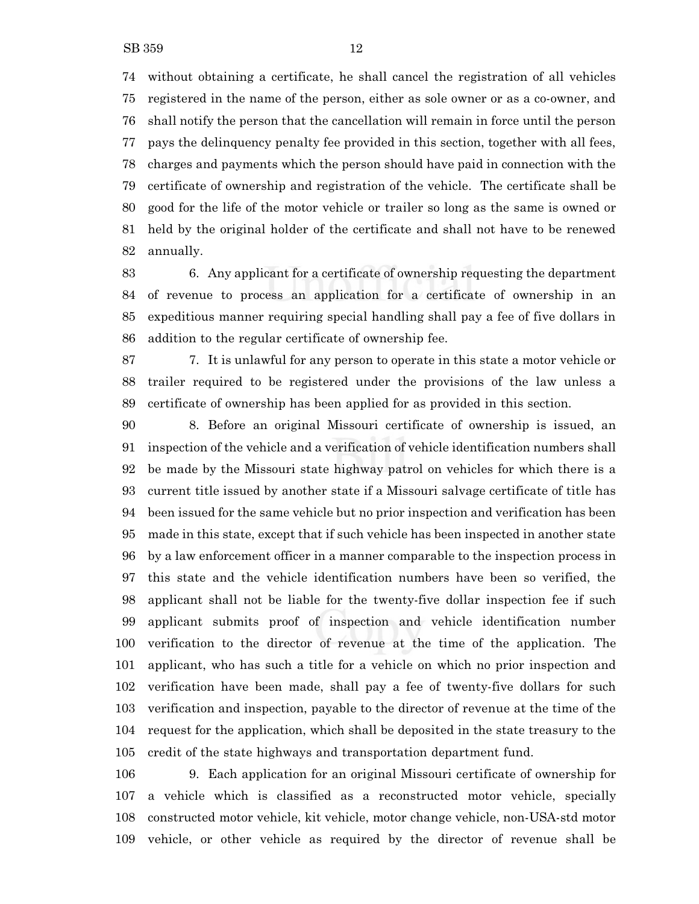without obtaining a certificate, he shall cancel the registration of all vehicles registered in the name of the person, either as sole owner or as a co-owner, and shall notify the person that the cancellation will remain in force until the person pays the delinquency penalty fee provided in this section, together with all fees, charges and payments which the person should have paid in connection with the certificate of ownership and registration of the vehicle. The certificate shall be good for the life of the motor vehicle or trailer so long as the same is owned or held by the original holder of the certificate and shall not have to be renewed annually.

6. Any applicant for a certificate of ownership requesting the department of revenue to process an application for a certificate of ownership in an expeditious manner requiring special handling shall pay a fee of five dollars in addition to the regular certificate of ownership fee.

7. It is unlawful for any person to operate in this state a motor vehicle or trailer required to be registered under the provisions of the law unless a certificate of ownership has been applied for as provided in this section.

8. Before an original Missouri certificate of ownership is issued, an inspection of the vehicle and a verification of vehicle identification numbers shall be made by the Missouri state highway patrol on vehicles for which there is a current title issued by another state if a Missouri salvage certificate of title has been issued for the same vehicle but no prior inspection and verification has been made in this state, except that if such vehicle has been inspected in another state by a law enforcement officer in a manner comparable to the inspection process in this state and the vehicle identification numbers have been so verified, the applicant shall not be liable for the twenty-five dollar inspection fee if such applicant submits proof of inspection and vehicle identification number verification to the director of revenue at the time of the application. The applicant, who has such a title for a vehicle on which no prior inspection and verification have been made, shall pay a fee of twenty-five dollars for such verification and inspection, payable to the director of revenue at the time of the request for the application, which shall be deposited in the state treasury to the credit of the state highways and transportation department fund.

9. Each application for an original Missouri certificate of ownership for a vehicle which is classified as a reconstructed motor vehicle, specially constructed motor vehicle, kit vehicle, motor change vehicle, non-USA-std motor vehicle, or other vehicle as required by the director of revenue shall be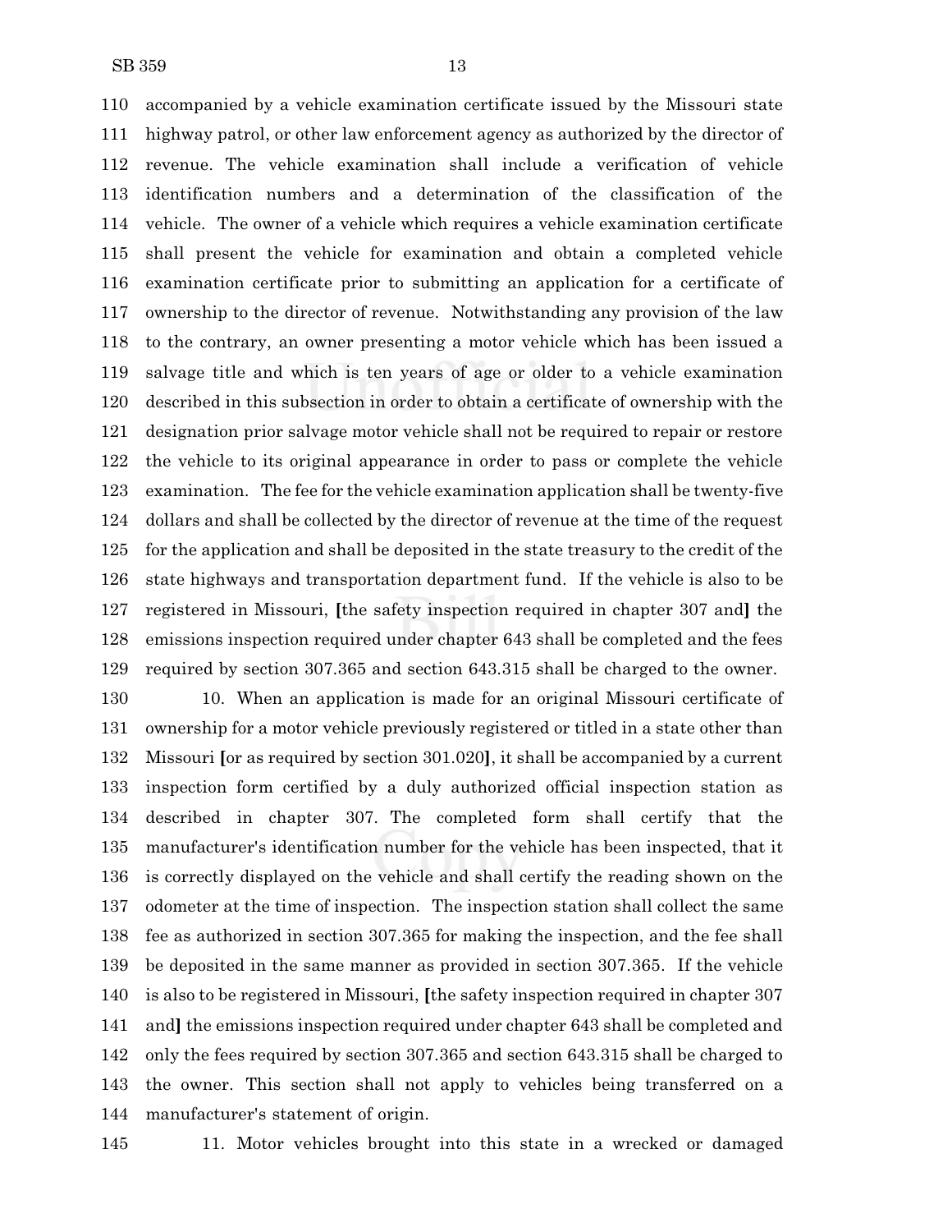accompanied by a vehicle examination certificate issued by the Missouri state highway patrol, or other law enforcement agency as authorized by the director of revenue. The vehicle examination shall include a verification of vehicle identification numbers and a determination of the classification of the vehicle. The owner of a vehicle which requires a vehicle examination certificate shall present the vehicle for examination and obtain a completed vehicle examination certificate prior to submitting an application for a certificate of ownership to the director of revenue. Notwithstanding any provision of the law to the contrary, an owner presenting a motor vehicle which has been issued a salvage title and which is ten years of age or older to a vehicle examination described in this subsection in order to obtain a certificate of ownership with the designation prior salvage motor vehicle shall not be required to repair or restore the vehicle to its original appearance in order to pass or complete the vehicle examination. The fee for the vehicle examination application shall be twenty-five dollars and shall be collected by the director of revenue at the time of the request for the application and shall be deposited in the state treasury to the credit of the state highways and transportation department fund. If the vehicle is also to be registered in Missouri, **[**the safety inspection required in chapter 307 and**]** the emissions inspection required under chapter 643 shall be completed and the fees required by section 307.365 and section 643.315 shall be charged to the owner.

10. When an application is made for an original Missouri certificate of ownership for a motor vehicle previously registered or titled in a state other than Missouri **[**or as required by section 301.020**]**, it shall be accompanied by a current inspection form certified by a duly authorized official inspection station as described in chapter 307. The completed form shall certify that the manufacturer's identification number for the vehicle has been inspected, that it is correctly displayed on the vehicle and shall certify the reading shown on the odometer at the time of inspection. The inspection station shall collect the same fee as authorized in section 307.365 for making the inspection, and the fee shall be deposited in the same manner as provided in section 307.365. If the vehicle is also to be registered in Missouri, **[**the safety inspection required in chapter 307 and**]** the emissions inspection required under chapter 643 shall be completed and only the fees required by section 307.365 and section 643.315 shall be charged to the owner. This section shall not apply to vehicles being transferred on a manufacturer's statement of origin.

11. Motor vehicles brought into this state in a wrecked or damaged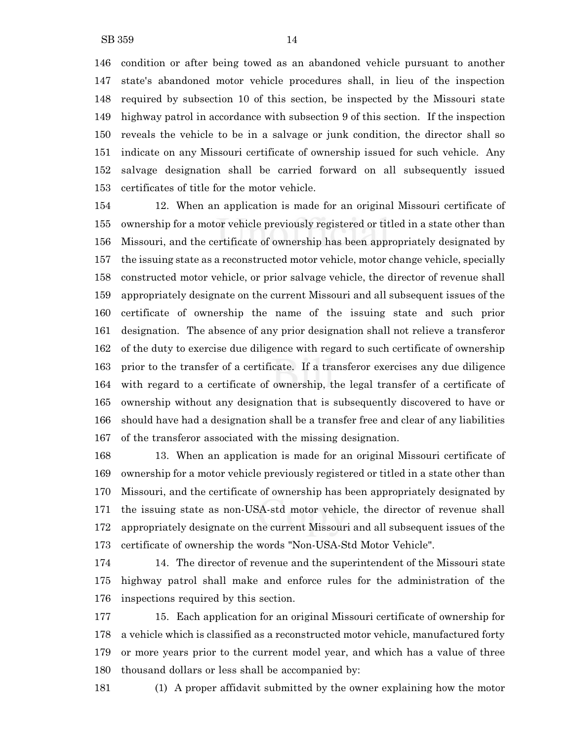condition or after being towed as an abandoned vehicle pursuant to another state's abandoned motor vehicle procedures shall, in lieu of the inspection required by subsection 10 of this section, be inspected by the Missouri state highway patrol in accordance with subsection 9 of this section. If the inspection reveals the vehicle to be in a salvage or junk condition, the director shall so indicate on any Missouri certificate of ownership issued for such vehicle. Any salvage designation shall be carried forward on all subsequently issued certificates of title for the motor vehicle.

12. When an application is made for an original Missouri certificate of ownership for a motor vehicle previously registered or titled in a state other than Missouri, and the certificate of ownership has been appropriately designated by the issuing state as a reconstructed motor vehicle, motor change vehicle, specially constructed motor vehicle, or prior salvage vehicle, the director of revenue shall appropriately designate on the current Missouri and all subsequent issues of the certificate of ownership the name of the issuing state and such prior designation. The absence of any prior designation shall not relieve a transferor of the duty to exercise due diligence with regard to such certificate of ownership prior to the transfer of a certificate. If a transferor exercises any due diligence with regard to a certificate of ownership, the legal transfer of a certificate of ownership without any designation that is subsequently discovered to have or should have had a designation shall be a transfer free and clear of any liabilities of the transferor associated with the missing designation.

13. When an application is made for an original Missouri certificate of ownership for a motor vehicle previously registered or titled in a state other than Missouri, and the certificate of ownership has been appropriately designated by the issuing state as non-USA-std motor vehicle, the director of revenue shall appropriately designate on the current Missouri and all subsequent issues of the certificate of ownership the words "Non-USA-Std Motor Vehicle".

14. The director of revenue and the superintendent of the Missouri state highway patrol shall make and enforce rules for the administration of the inspections required by this section.

15. Each application for an original Missouri certificate of ownership for a vehicle which is classified as a reconstructed motor vehicle, manufactured forty or more years prior to the current model year, and which has a value of three thousand dollars or less shall be accompanied by:

(1) A proper affidavit submitted by the owner explaining how the motor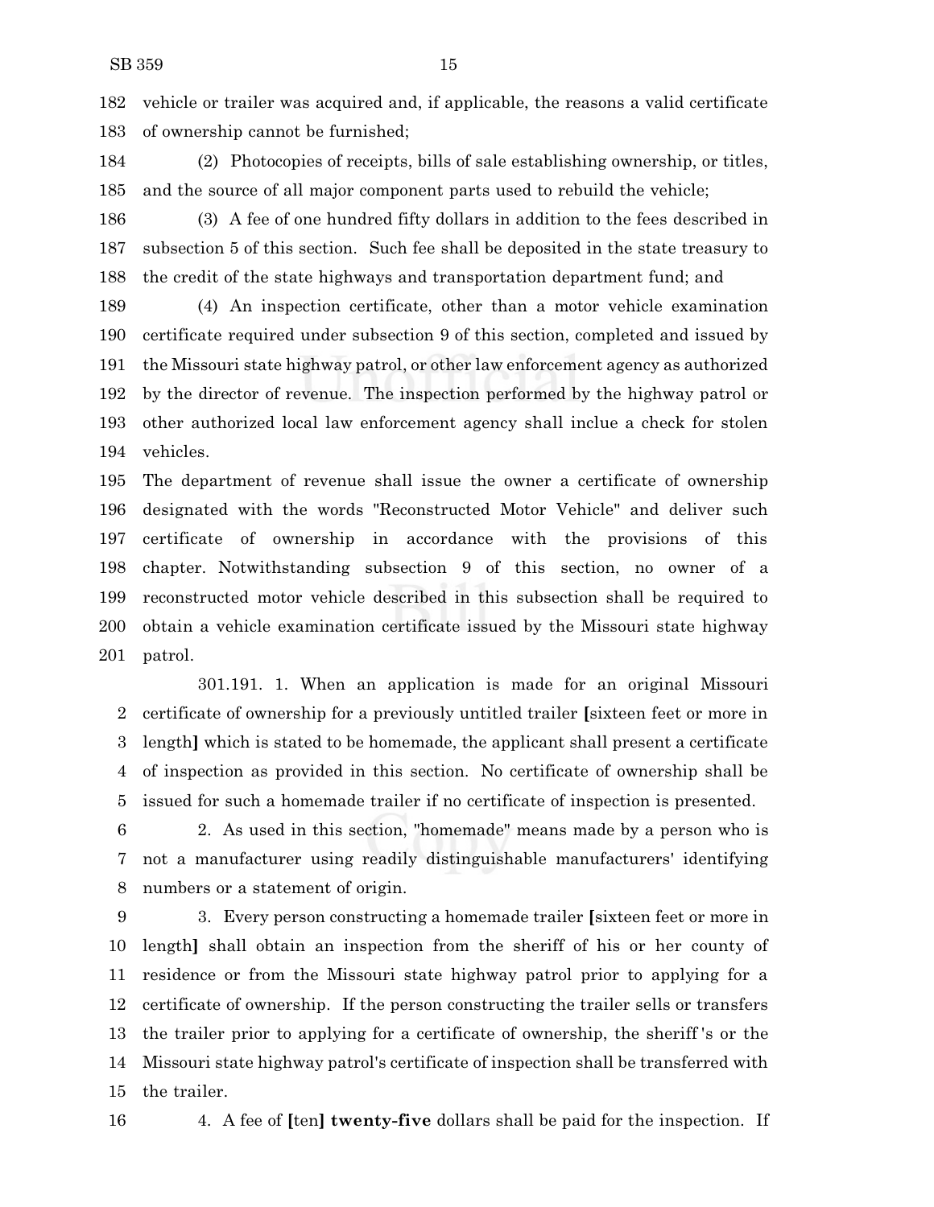vehicle or trailer was acquired and, if applicable, the reasons a valid certificate of ownership cannot be furnished;

(2) Photocopies of receipts, bills of sale establishing ownership, or titles, and the source of all major component parts used to rebuild the vehicle;

(3) A fee of one hundred fifty dollars in addition to the fees described in subsection 5 of this section. Such fee shall be deposited in the state treasury to the credit of the state highways and transportation department fund; and

(4) An inspection certificate, other than a motor vehicle examination certificate required under subsection 9 of this section, completed and issued by the Missouri state highway patrol, or other law enforcement agency as authorized by the director of revenue. The inspection performed by the highway patrol or other authorized local law enforcement agency shall inclue a check for stolen vehicles.

The department of revenue shall issue the owner a certificate of ownership designated with the words "Reconstructed Motor Vehicle" and deliver such certificate of ownership in accordance with the provisions of this chapter. Notwithstanding subsection 9 of this section, no owner of a reconstructed motor vehicle described in this subsection shall be required to obtain a vehicle examination certificate issued by the Missouri state highway patrol.

301.191. 1. When an application is made for an original Missouri certificate of ownership for a previously untitled trailer **[**sixteen feet or more in length**]** which is stated to be homemade, the applicant shall present a certificate of inspection as provided in this section. No certificate of ownership shall be issued for such a homemade trailer if no certificate of inspection is presented.

2. As used in this section, "homemade" means made by a person who is not a manufacturer using readily distinguishable manufacturers' identifying numbers or a statement of origin.

3. Every person constructing a homemade trailer **[**sixteen feet or more in length**]** shall obtain an inspection from the sheriff of his or her county of residence or from the Missouri state highway patrol prior to applying for a certificate of ownership. If the person constructing the trailer sells or transfers the trailer prior to applying for a certificate of ownership, the sheriff's or the Missouri state highway patrol's certificate of inspection shall be transferred with the trailer.

4. A fee of **[**ten**] twenty-five** dollars shall be paid for the inspection. If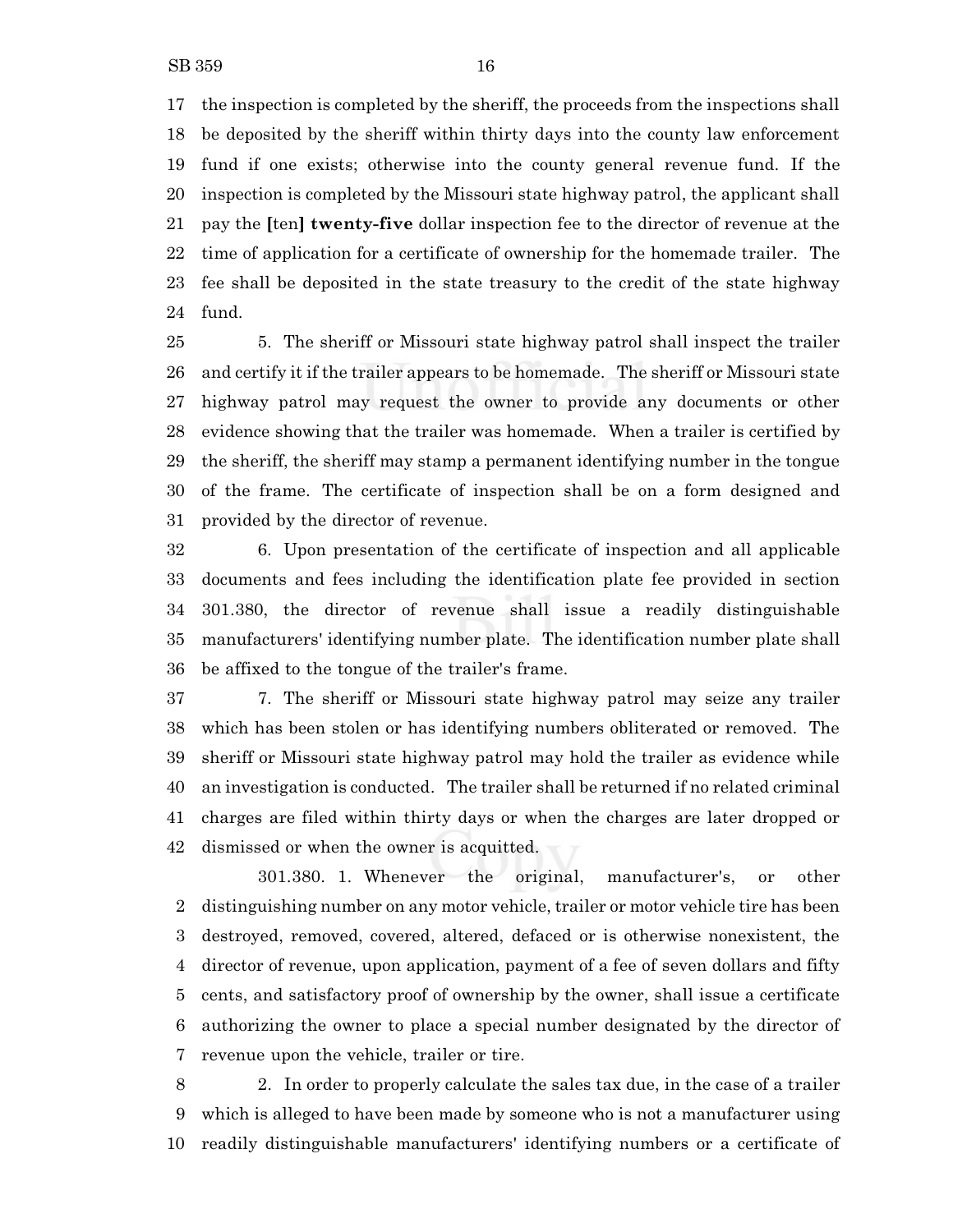the inspection is completed by the sheriff, the proceeds from the inspections shall be deposited by the sheriff within thirty days into the county law enforcement fund if one exists; otherwise into the county general revenue fund. If the inspection is completed by the Missouri state highway patrol, the applicant shall pay the **[**ten**]** **twenty-five** dollar inspection fee to the director of revenue at the time of application for a certificate of ownership for the homemade trailer. The fee shall be deposited in the state treasury to the credit of the state highway fund.

5. The sheriff or Missouri state highway patrol shall inspect the trailer and certify it if the trailer appears to be homemade. The sheriff or Missouri state highway patrol may request the owner to provide any documents or other evidence showing that the trailer was homemade. When a trailer is certified by the sheriff, the sheriff may stamp a permanent identifying number in the tongue of the frame. The certificate of inspection shall be on a form designed and provided by the director of revenue.

6. Upon presentation of the certificate of inspection and all applicable documents and fees including the identification plate fee provided in section 301.380, the director of revenue shall issue a readily distinguishable manufacturers' identifying number plate. The identification number plate shall be affixed to the tongue of the trailer's frame.

7. The sheriff or Missouri state highway patrol may seize any trailer which has been stolen or has identifying numbers obliterated or removed. The sheriff or Missouri state highway patrol may hold the trailer as evidence while an investigation is conducted. The trailer shall be returned if no related criminal charges are filed within thirty days or when the charges are later dropped or dismissed or when the owner is acquitted.

301.380. 1. Whenever the original, manufacturer's, or other distinguishing number on any motor vehicle, trailer or motor vehicle tire has been destroyed, removed, covered, altered, defaced or is otherwise nonexistent, the director of revenue, upon application, payment of a fee of seven dollars and fifty cents, and satisfactory proof of ownership by the owner, shall issue a certificate authorizing the owner to place a special number designated by the director of revenue upon the vehicle, trailer or tire.

2. In order to properly calculate the sales tax due, in the case of a trailer which is alleged to have been made by someone who is not a manufacturer using readily distinguishable manufacturers' identifying numbers or a certificate of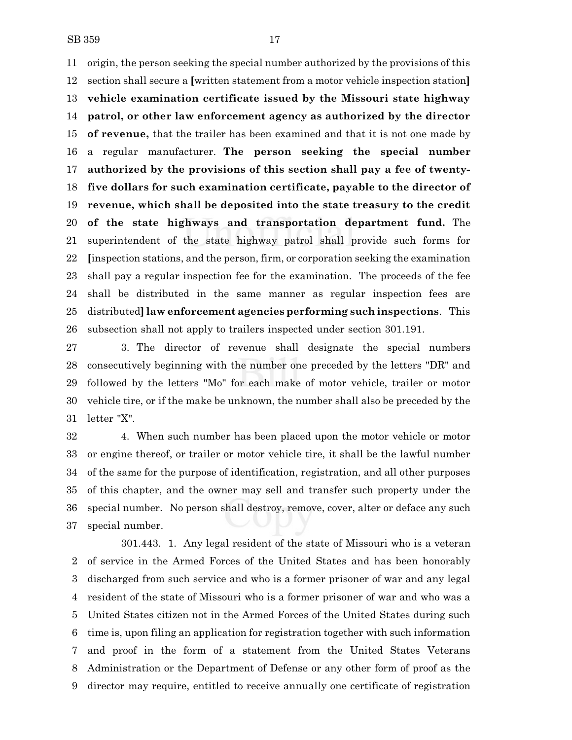origin, the person seeking the special number authorized by the provisions of this section shall secure a [written statement from a motor vehicle inspection station] **vehicle examination certificate issued by the Missouri state highway patrol, or other law enforcement agency as authorized by the director of revenue,** that the trailer has been examined and that it is not one made by a regular manufacturer. **The person seeking the special number authorized by the provisions of this section shall pay a fee of twenty-five dollars for such examination certificate, payable to the director of revenue, which shall be deposited into the state treasury to the credit of the state highways and transportation department fund.** The superintendent of the state highway patrol shall provide such forms for [inspection stations, and the person, firm, or corporation seeking the examination shall pay a regular inspection fee for the examination. The proceeds of the fee shall be distributed in the same manner as regular inspection fees are distributed] **law enforcement agencies performing such inspections**. This subsection shall not apply to trailers inspected under section 301.191.

3. The director of revenue shall designate the special numbers consecutively beginning with the number one preceded by the letters "DR" and followed by the letters "Mo" for each make of motor vehicle, trailer or motor vehicle tire, or if the make be unknown, the number shall also be preceded by the letter "X".

4. When such number has been placed upon the motor vehicle or motor or engine thereof, or trailer or motor vehicle tire, it shall be the lawful number of the same for the purpose of identification, registration, and all other purposes of this chapter, and the owner may sell and transfer such property under the special number. No person shall destroy, remove, cover, alter or deface any such special number.

301.443. 1. Any legal resident of the state of Missouri who is a veteran of service in the Armed Forces of the United States and has been honorably discharged from such service and who is a former prisoner of war and any legal resident of the state of Missouri who is a former prisoner of war and who was a United States citizen not in the Armed Forces of the United States during such time is, upon filing an application for registration together with such information and proof in the form of a statement from the United States Veterans Administration or the Department of Defense or any other form of proof as the director may require, entitled to receive annually one certificate of registration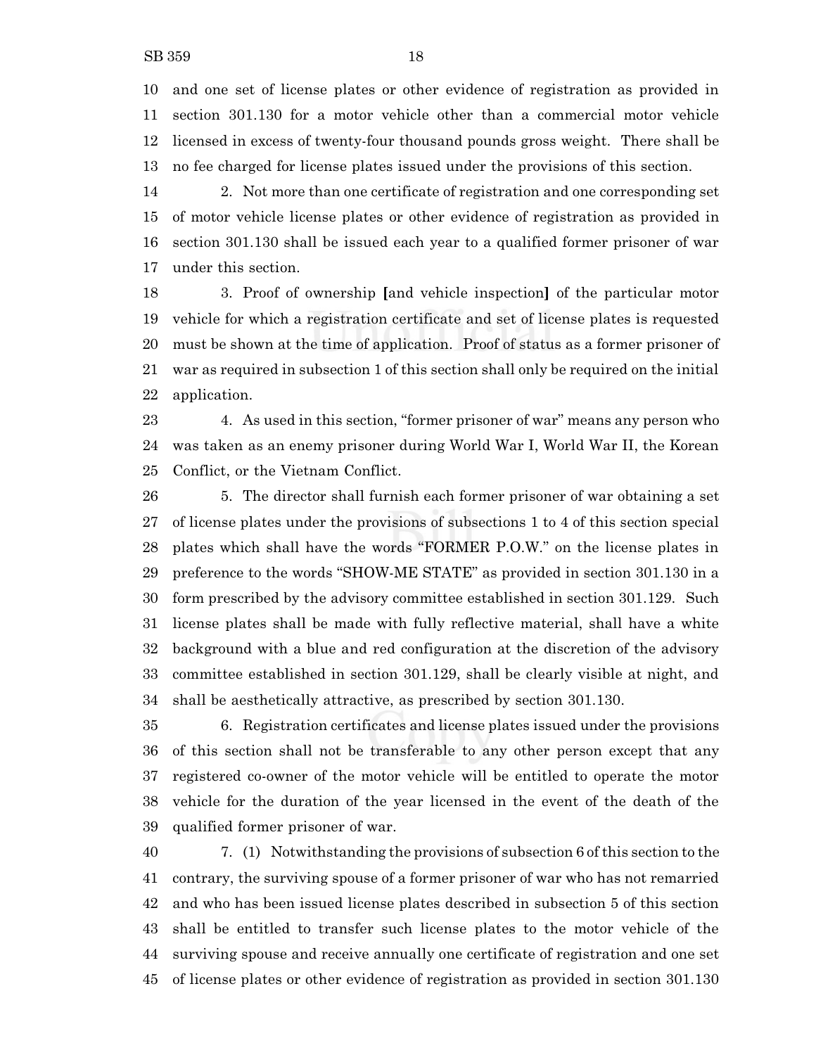and one set of license plates or other evidence of registration as provided in section 301.130 for a motor vehicle other than a commercial motor vehicle licensed in excess of twenty-four thousand pounds gross weight. There shall be no fee charged for license plates issued under the provisions of this section.

2. Not more than one certificate of registration and one corresponding set of motor vehicle license plates or other evidence of registration as provided in section 301.130 shall be issued each year to a qualified former prisoner of war under this section.

3. Proof of ownership [and vehicle inspection] of the particular motor vehicle for which a registration certificate and set of license plates is requested must be shown at the time of application. Proof of status as a former prisoner of war as required in subsection 1 of this section shall only be required on the initial application.

4. As used in this section, "former prisoner of war" means any person who was taken as an enemy prisoner during World War I, World War II, the Korean Conflict, or the Vietnam Conflict.

5. The director shall furnish each former prisoner of war obtaining a set of license plates under the provisions of subsections 1 to 4 of this section special plates which shall have the words "FORMER P.O.W." on the license plates in preference to the words "SHOW-ME STATE" as provided in section 301.130 in a form prescribed by the advisory committee established in section 301.129. Such license plates shall be made with fully reflective material, shall have a white background with a blue and red configuration at the discretion of the advisory committee established in section 301.129, shall be clearly visible at night, and shall be aesthetically attractive, as prescribed by section 301.130.

6. Registration certificates and license plates issued under the provisions of this section shall not be transferable to any other person except that any registered co-owner of the motor vehicle will be entitled to operate the motor vehicle for the duration of the year licensed in the event of the death of the qualified former prisoner of war.

7. (1) Notwithstanding the provisions of subsection 6 of this section to the contrary, the surviving spouse of a former prisoner of war who has not remarried and who has been issued license plates described in subsection 5 of this section shall be entitled to transfer such license plates to the motor vehicle of the surviving spouse and receive annually one certificate of registration and one set of license plates or other evidence of registration as provided in section 301.130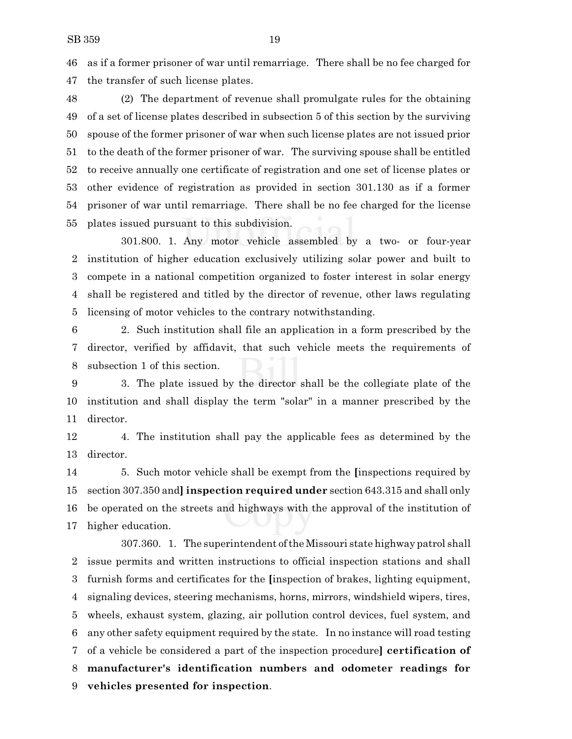46 as if a former prisoner of war until remarriage. There shall be no fee charged for
47 the transfer of such license plates.

48 (2) The department of revenue shall promulgate rules for the obtaining
49 of a set of license plates described in subsection 5 of this section by the surviving
50 spouse of the former prisoner of war when such license plates are not issued prior
51 to the death of the former prisoner of war. The surviving spouse shall be entitled
52 to receive annually one certificate of registration and one set of license plates or
53 other evidence of registration as provided in section 301.130 as if a former
54 prisoner of war until remarriage. There shall be no fee charged for the license
55 plates issued pursuant to this subdivision.

301.800. 1. Any motor vehicle assembled by a two- or four-year
2 institution of higher education exclusively utilizing solar power and built to
3 compete in a national competition organized to foster interest in solar energy
4 shall be registered and titled by the director of revenue, other laws regulating
5 licensing of motor vehicles to the contrary notwithstanding.

6 2. Such institution shall file an application in a form prescribed by the
7 director, verified by affidavit, that such vehicle meets the requirements of
8 subsection 1 of this section.

9 3. The plate issued by the director shall be the collegiate plate of the
10 institution and shall display the term "solar" in a manner prescribed by the
11 director.

12 4. The institution shall pay the applicable fees as determined by the
13 director.

14 5. Such motor vehicle shall be exempt from the **[**inspections required by
15 section 307.350 and**] inspection required under** section 643.315 and shall only
16 be operated on the streets and highways with the approval of the institution of
17 higher education.

307.360. 1. The superintendent of the Missouri state highway patrol shall
2 issue permits and written instructions to official inspection stations and shall
3 furnish forms and certificates for the **[**inspection of brakes, lighting equipment,
4 signaling devices, steering mechanisms, horns, mirrors, windshield wipers, tires,
5 wheels, exhaust system, glazing, air pollution control devices, fuel system, and
6 any other safety equipment required by the state. In no instance will road testing
7 of a vehicle be considered a part of the inspection procedure**] certification of
8 manufacturer's identification numbers and odometer readings for
9 vehicles presented for inspection**.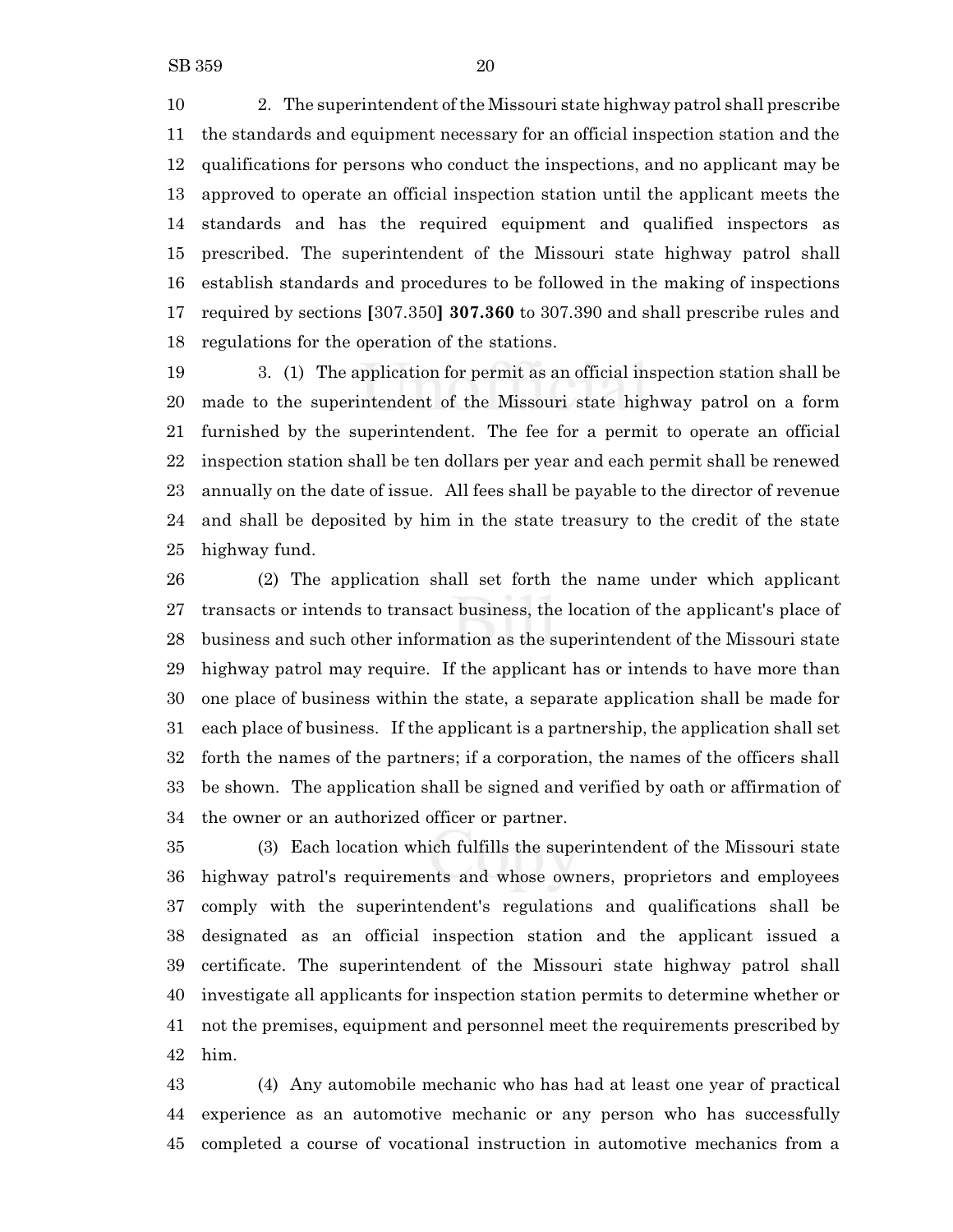2. The superintendent of the Missouri state highway patrol shall prescribe the standards and equipment necessary for an official inspection station and the qualifications for persons who conduct the inspections, and no applicant may be approved to operate an official inspection station until the applicant meets the standards and has the required equipment and qualified inspectors as prescribed. The superintendent of the Missouri state highway patrol shall establish standards and procedures to be followed in the making of inspections required by sections [307.350] **307.360** to 307.390 and shall prescribe rules and regulations for the operation of the stations.

3. (1) The application for permit as an official inspection station shall be made to the superintendent of the Missouri state highway patrol on a form furnished by the superintendent. The fee for a permit to operate an official inspection station shall be ten dollars per year and each permit shall be renewed annually on the date of issue. All fees shall be payable to the director of revenue and shall be deposited by him in the state treasury to the credit of the state highway fund.

(2) The application shall set forth the name under which applicant transacts or intends to transact business, the location of the applicant's place of business and such other information as the superintendent of the Missouri state highway patrol may require. If the applicant has or intends to have more than one place of business within the state, a separate application shall be made for each place of business. If the applicant is a partnership, the application shall set forth the names of the partners; if a corporation, the names of the officers shall be shown. The application shall be signed and verified by oath or affirmation of the owner or an authorized officer or partner.

(3) Each location which fulfills the superintendent of the Missouri state highway patrol's requirements and whose owners, proprietors and employees comply with the superintendent's regulations and qualifications shall be designated as an official inspection station and the applicant issued a certificate. The superintendent of the Missouri state highway patrol shall investigate all applicants for inspection station permits to determine whether or not the premises, equipment and personnel meet the requirements prescribed by him.

(4) Any automobile mechanic who has had at least one year of practical experience as an automotive mechanic or any person who has successfully completed a course of vocational instruction in automotive mechanics from a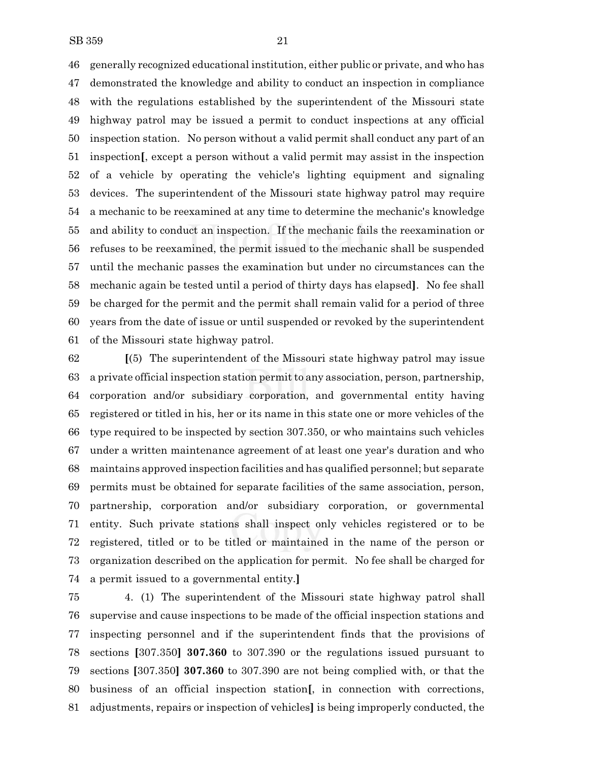generally recognized educational institution, either public or private, and who has demonstrated the knowledge and ability to conduct an inspection in compliance with the regulations established by the superintendent of the Missouri state highway patrol may be issued a permit to conduct inspections at any official inspection station. No person without a valid permit shall conduct any part of an inspection**[**, except a person without a valid permit may assist in the inspection of a vehicle by operating the vehicle's lighting equipment and signaling devices. The superintendent of the Missouri state highway patrol may require a mechanic to be reexamined at any time to determine the mechanic's knowledge and ability to conduct an inspection. If the mechanic fails the reexamination or refuses to be reexamined, the permit issued to the mechanic shall be suspended until the mechanic passes the examination but under no circumstances can the mechanic again be tested until a period of thirty days has elapsed**]**. No fee shall be charged for the permit and the permit shall remain valid for a period of three years from the date of issue or until suspended or revoked by the superintendent of the Missouri state highway patrol.

**[**(5) The superintendent of the Missouri state highway patrol may issue a private official inspection station permit to any association, person, partnership, corporation and/or subsidiary corporation, and governmental entity having registered or titled in his, her or its name in this state one or more vehicles of the type required to be inspected by section 307.350, or who maintains such vehicles under a written maintenance agreement of at least one year's duration and who maintains approved inspection facilities and has qualified personnel; but separate permits must be obtained for separate facilities of the same association, person, partnership, corporation and/or subsidiary corporation, or governmental entity. Such private stations shall inspect only vehicles registered or to be registered, titled or to be titled or maintained in the name of the person or organization described on the application for permit. No fee shall be charged for a permit issued to a governmental entity.**]**

4. (1) The superintendent of the Missouri state highway patrol shall supervise and cause inspections to be made of the official inspection stations and inspecting personnel and if the superintendent finds that the provisions of sections **[**307.350**] 307.360** to 307.390 or the regulations issued pursuant to sections **[**307.350**] 307.360** to 307.390 are not being complied with, or that the business of an official inspection station**[**, in connection with corrections, adjustments, repairs or inspection of vehicles**]** is being improperly conducted, the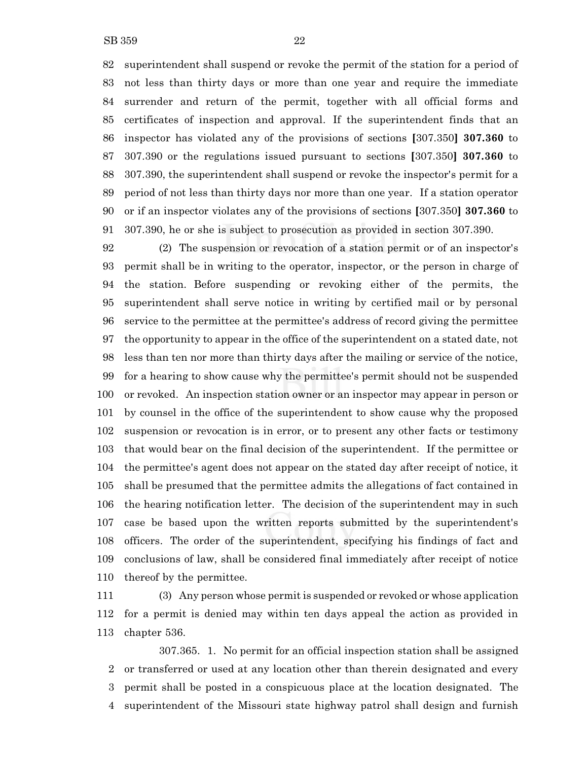superintendent shall suspend or revoke the permit of the station for a period of not less than thirty days or more than one year and require the immediate surrender and return of the permit, together with all official forms and certificates of inspection and approval. If the superintendent finds that an inspector has violated any of the provisions of sections [307.350] **307.360** to 307.390 or the regulations issued pursuant to sections [307.350] **307.360** to 307.390, the superintendent shall suspend or revoke the inspector's permit for a period of not less than thirty days nor more than one year. If a station operator or if an inspector violates any of the provisions of sections [307.350] **307.360** to 307.390, he or she is subject to prosecution as provided in section 307.390.

(2) The suspension or revocation of a station permit or of an inspector's permit shall be in writing to the operator, inspector, or the person in charge of the station. Before suspending or revoking either of the permits, the superintendent shall serve notice in writing by certified mail or by personal service to the permittee at the permittee's address of record giving the permittee the opportunity to appear in the office of the superintendent on a stated date, not less than ten nor more than thirty days after the mailing or service of the notice, for a hearing to show cause why the permittee's permit should not be suspended or revoked. An inspection station owner or an inspector may appear in person or by counsel in the office of the superintendent to show cause why the proposed suspension or revocation is in error, or to present any other facts or testimony that would bear on the final decision of the superintendent. If the permittee or the permittee's agent does not appear on the stated day after receipt of notice, it shall be presumed that the permittee admits the allegations of fact contained in the hearing notification letter. The decision of the superintendent may in such case be based upon the written reports submitted by the superintendent's officers. The order of the superintendent, specifying his findings of fact and conclusions of law, shall be considered final immediately after receipt of notice thereof by the permittee.

(3) Any person whose permit is suspended or revoked or whose application for a permit is denied may within ten days appeal the action as provided in chapter 536.

307.365. 1. No permit for an official inspection station shall be assigned or transferred or used at any location other than therein designated and every permit shall be posted in a conspicuous place at the location designated. The superintendent of the Missouri state highway patrol shall design and furnish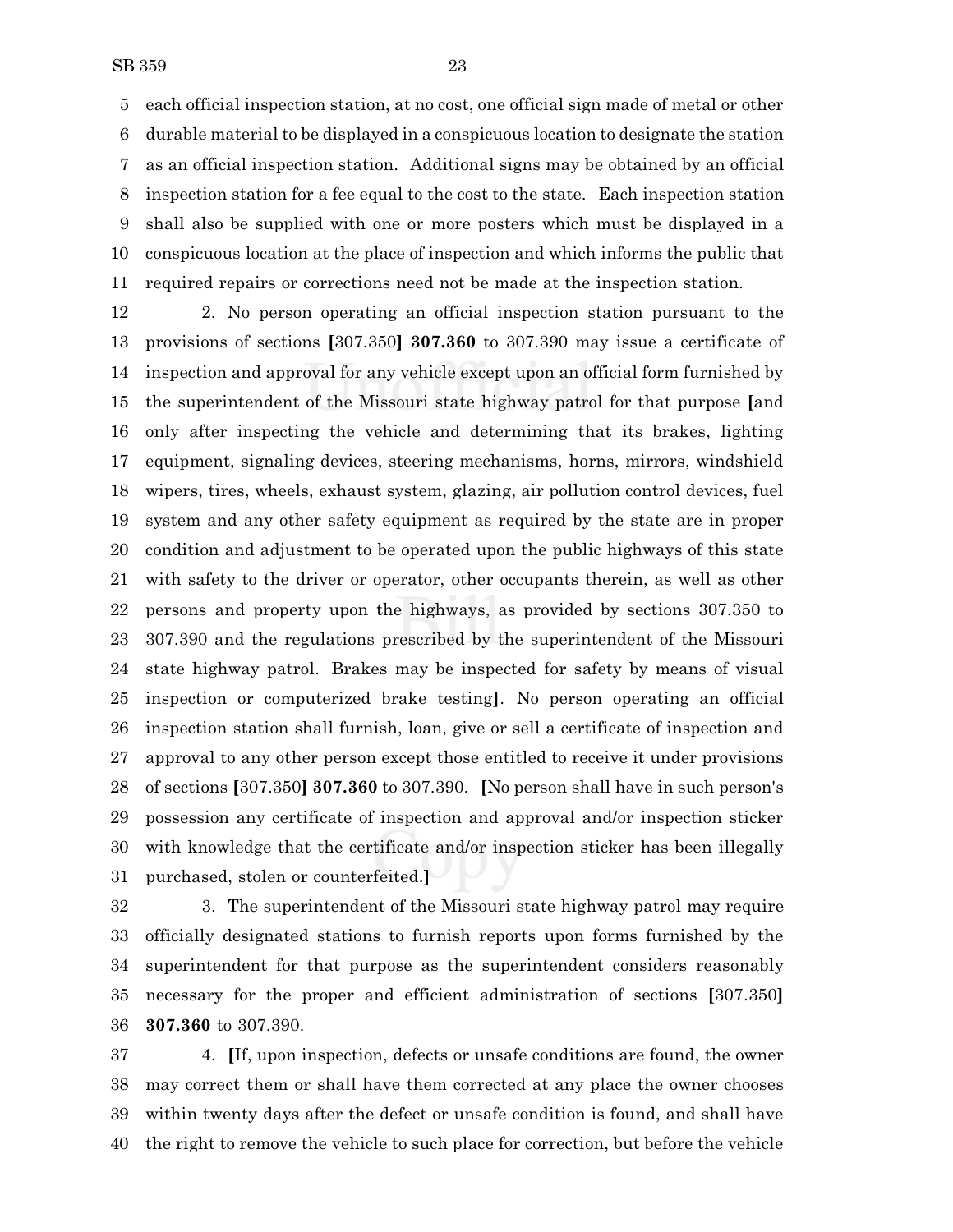each official inspection station, at no cost, one official sign made of metal or other durable material to be displayed in a conspicuous location to designate the station as an official inspection station. Additional signs may be obtained by an official inspection station for a fee equal to the cost to the state. Each inspection station shall also be supplied with one or more posters which must be displayed in a conspicuous location at the place of inspection and which informs the public that required repairs or corrections need not be made at the inspection station.

2. No person operating an official inspection station pursuant to the provisions of sections [307.350] **307.360** to 307.390 may issue a certificate of inspection and approval for any vehicle except upon an official form furnished by the superintendent of the Missouri state highway patrol for that purpose [and only after inspecting the vehicle and determining that its brakes, lighting equipment, signaling devices, steering mechanisms, horns, mirrors, windshield wipers, tires, wheels, exhaust system, glazing, air pollution control devices, fuel system and any other safety equipment as required by the state are in proper condition and adjustment to be operated upon the public highways of this state with safety to the driver or operator, other occupants therein, as well as other persons and property upon the highways, as provided by sections 307.350 to 307.390 and the regulations prescribed by the superintendent of the Missouri state highway patrol. Brakes may be inspected for safety by means of visual inspection or computerized brake testing]. No person operating an official inspection station shall furnish, loan, give or sell a certificate of inspection and approval to any other person except those entitled to receive it under provisions of sections [307.350] **307.360** to 307.390. [No person shall have in such person's possession any certificate of inspection and approval and/or inspection sticker with knowledge that the certificate and/or inspection sticker has been illegally purchased, stolen or counterfeited.]

3. The superintendent of the Missouri state highway patrol may require officially designated stations to furnish reports upon forms furnished by the superintendent for that purpose as the superintendent considers reasonably necessary for the proper and efficient administration of sections [307.350] **307.360** to 307.390.

4. [If, upon inspection, defects or unsafe conditions are found, the owner may correct them or shall have them corrected at any place the owner chooses within twenty days after the defect or unsafe condition is found, and shall have the right to remove the vehicle to such place for correction, but before the vehicle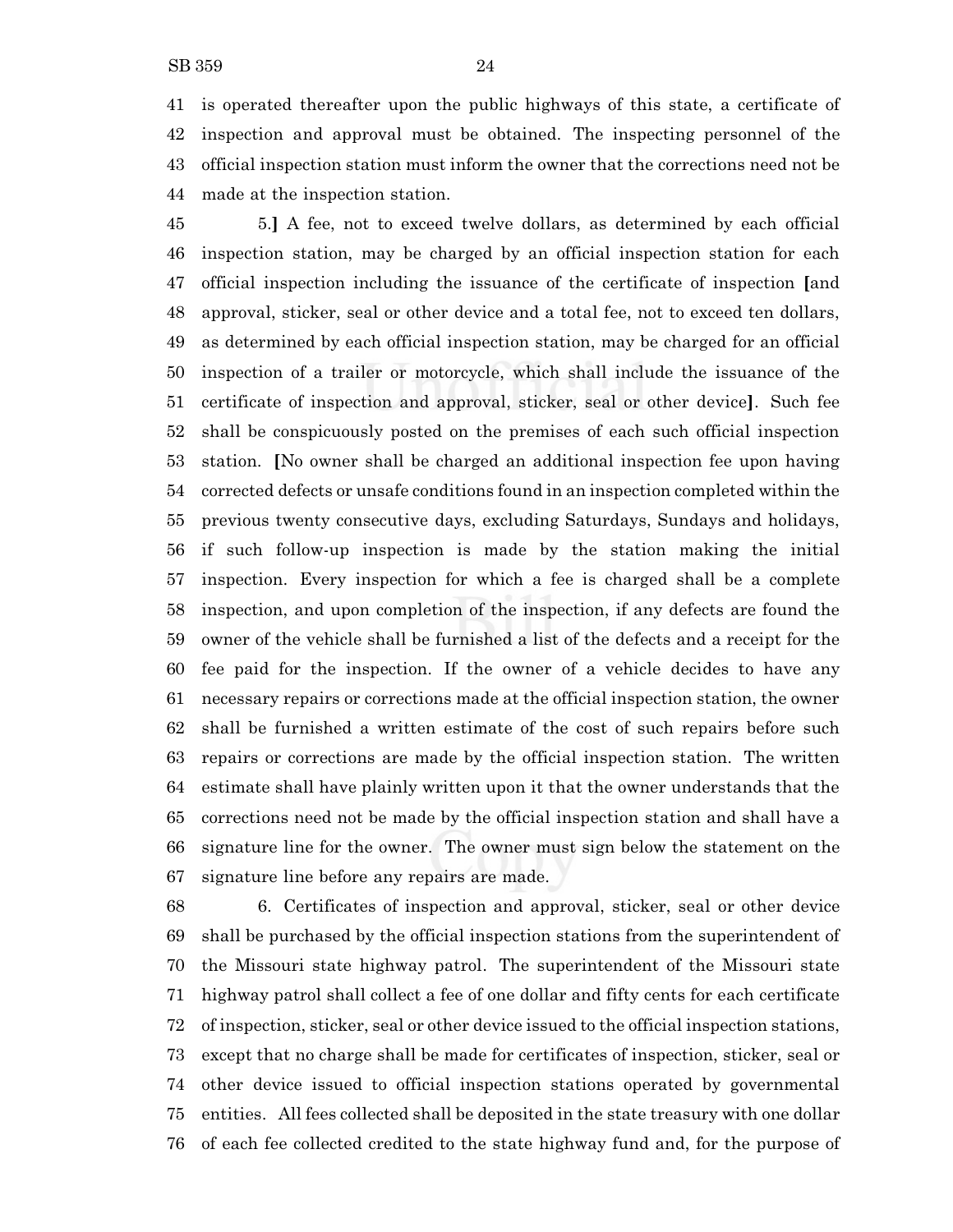41 is operated thereafter upon the public highways of this state, a certificate of
42 inspection and approval must be obtained. The inspecting personnel of the
43 official inspection station must inform the owner that the corrections need not be
44 made at the inspection station.

45 5.**]** A fee, not to exceed twelve dollars, as determined by each official
46 inspection station, may be charged by an official inspection station for each
47 official inspection including the issuance of the certificate of inspection **[**and
48 approval, sticker, seal or other device and a total fee, not to exceed ten dollars,
49 as determined by each official inspection station, may be charged for an official
50 inspection of a trailer or motorcycle, which shall include the issuance of the
51 certificate of inspection and approval, sticker, seal or other device**]**. Such fee
52 shall be conspicuously posted on the premises of each such official inspection
53 station. **[**No owner shall be charged an additional inspection fee upon having
54 corrected defects or unsafe conditions found in an inspection completed within the
55 previous twenty consecutive days, excluding Saturdays, Sundays and holidays,
56 if such follow-up inspection is made by the station making the initial
57 inspection. Every inspection for which a fee is charged shall be a complete
58 inspection, and upon completion of the inspection, if any defects are found the
59 owner of the vehicle shall be furnished a list of the defects and a receipt for the
60 fee paid for the inspection. If the owner of a vehicle decides to have any
61 necessary repairs or corrections made at the official inspection station, the owner
62 shall be furnished a written estimate of the cost of such repairs before such
63 repairs or corrections are made by the official inspection station. The written
64 estimate shall have plainly written upon it that the owner understands that the
65 corrections need not be made by the official inspection station and shall have a
66 signature line for the owner. The owner must sign below the statement on the
67 signature line before any repairs are made.

68 6. Certificates of inspection and approval, sticker, seal or other device
69 shall be purchased by the official inspection stations from the superintendent of
70 the Missouri state highway patrol. The superintendent of the Missouri state
71 highway patrol shall collect a fee of one dollar and fifty cents for each certificate
72 of inspection, sticker, seal or other device issued to the official inspection stations,
73 except that no charge shall be made for certificates of inspection, sticker, seal or
74 other device issued to official inspection stations operated by governmental
75 entities. All fees collected shall be deposited in the state treasury with one dollar
76 of each fee collected credited to the state highway fund and, for the purpose of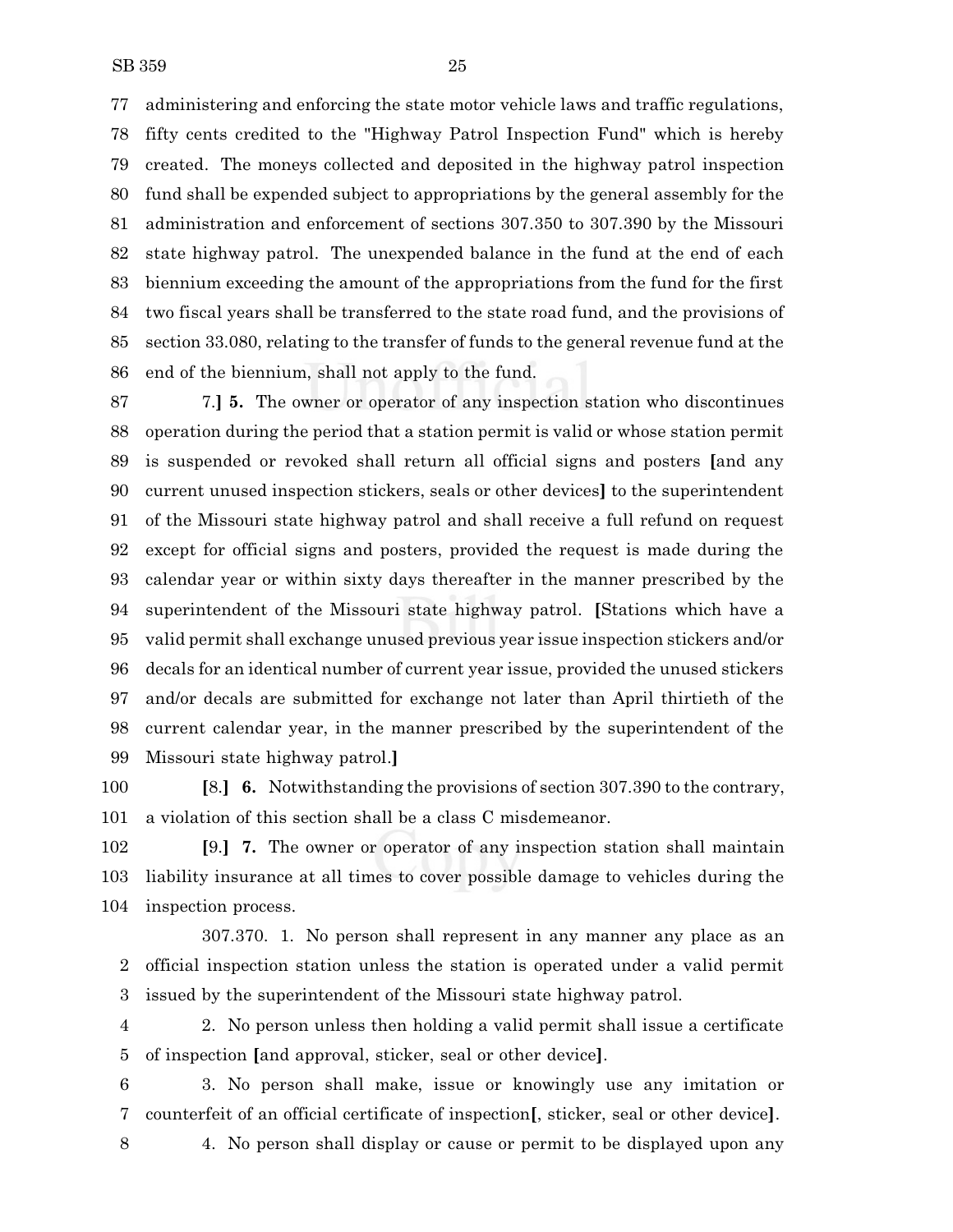administering and enforcing the state motor vehicle laws and traffic regulations, fifty cents credited to the "Highway Patrol Inspection Fund" which is hereby created. The moneys collected and deposited in the highway patrol inspection fund shall be expended subject to appropriations by the general assembly for the administration and enforcement of sections 307.350 to 307.390 by the Missouri state highway patrol. The unexpended balance in the fund at the end of each biennium exceeding the amount of the appropriations from the fund for the first two fiscal years shall be transferred to the state road fund, and the provisions of section 33.080, relating to the transfer of funds to the general revenue fund at the end of the biennium, shall not apply to the fund.

7.**]** **5.** The owner or operator of any inspection station who discontinues operation during the period that a station permit is valid or whose station permit is suspended or revoked shall return all official signs and posters **[**and any current unused inspection stickers, seals or other devices**]** to the superintendent of the Missouri state highway patrol and shall receive a full refund on request except for official signs and posters, provided the request is made during the calendar year or within sixty days thereafter in the manner prescribed by the superintendent of the Missouri state highway patrol. **[**Stations which have a valid permit shall exchange unused previous year issue inspection stickers and/or decals for an identical number of current year issue, provided the unused stickers and/or decals are submitted for exchange not later than April thirtieth of the current calendar year, in the manner prescribed by the superintendent of the Missouri state highway patrol.**]**

**[**8.**]** **6.** Notwithstanding the provisions of section 307.390 to the contrary, a violation of this section shall be a class C misdemeanor.

**[**9.**]** **7.** The owner or operator of any inspection station shall maintain liability insurance at all times to cover possible damage to vehicles during the inspection process.

307.370. 1. No person shall represent in any manner any place as an official inspection station unless the station is operated under a valid permit issued by the superintendent of the Missouri state highway patrol.

2. No person unless then holding a valid permit shall issue a certificate of inspection **[**and approval, sticker, seal or other device**]**.

3. No person shall make, issue or knowingly use any imitation or counterfeit of an official certificate of inspection**[**, sticker, seal or other device**]**.

4. No person shall display or cause or permit to be displayed upon any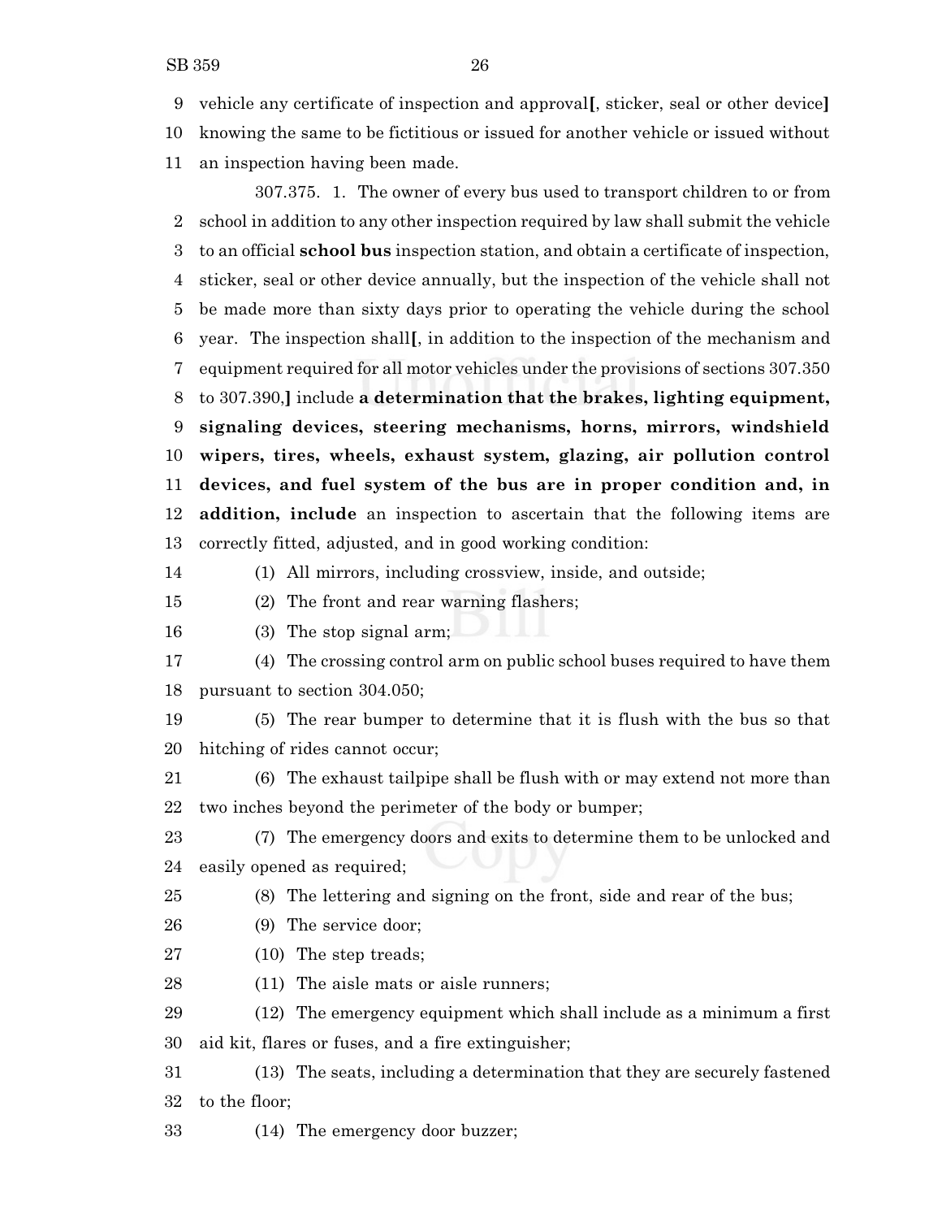9 vehicle any certificate of inspection and approval[, sticker, seal or other device]
10 knowing the same to be fictitious or issued for another vehicle or issued without
11 an inspection having been made.

307.375. 1. The owner of every bus used to transport children to or from
2 school in addition to any other inspection required by law shall submit the vehicle
3 to an official **school bus** inspection station, and obtain a certificate of inspection,
4 sticker, seal or other device annually, but the inspection of the vehicle shall not
5 be made more than sixty days prior to operating the vehicle during the school
6 year. The inspection shall[, in addition to the inspection of the mechanism and
7 equipment required for all motor vehicles under the provisions of sections 307.350
8 to 307.390,] include **a determination that the brakes, lighting equipment,**
9 **signaling devices, steering mechanisms, horns, mirrors, windshield**
10 **wipers, tires, wheels, exhaust system, glazing, air pollution control**
11 **devices, and fuel system of the bus are in proper condition and, in**
12 **addition, include** an inspection to ascertain that the following items are
13 correctly fitted, adjusted, and in good working condition:

14 (1) All mirrors, including crossview, inside, and outside;

15 (2) The front and rear warning flashers;

16 (3) The stop signal arm;

17 (4) The crossing control arm on public school buses required to have them
18 pursuant to section 304.050;

19 (5) The rear bumper to determine that it is flush with the bus so that
20 hitching of rides cannot occur;

21 (6) The exhaust tailpipe shall be flush with or may extend not more than
22 two inches beyond the perimeter of the body or bumper;

23 (7) The emergency doors and exits to determine them to be unlocked and
24 easily opened as required;

25 (8) The lettering and signing on the front, side and rear of the bus;

26 (9) The service door;

27 (10) The step treads;

28 (11) The aisle mats or aisle runners;

29 (12) The emergency equipment which shall include as a minimum a first
30 aid kit, flares or fuses, and a fire extinguisher;

31 (13) The seats, including a determination that they are securely fastened
32 to the floor;

33 (14) The emergency door buzzer;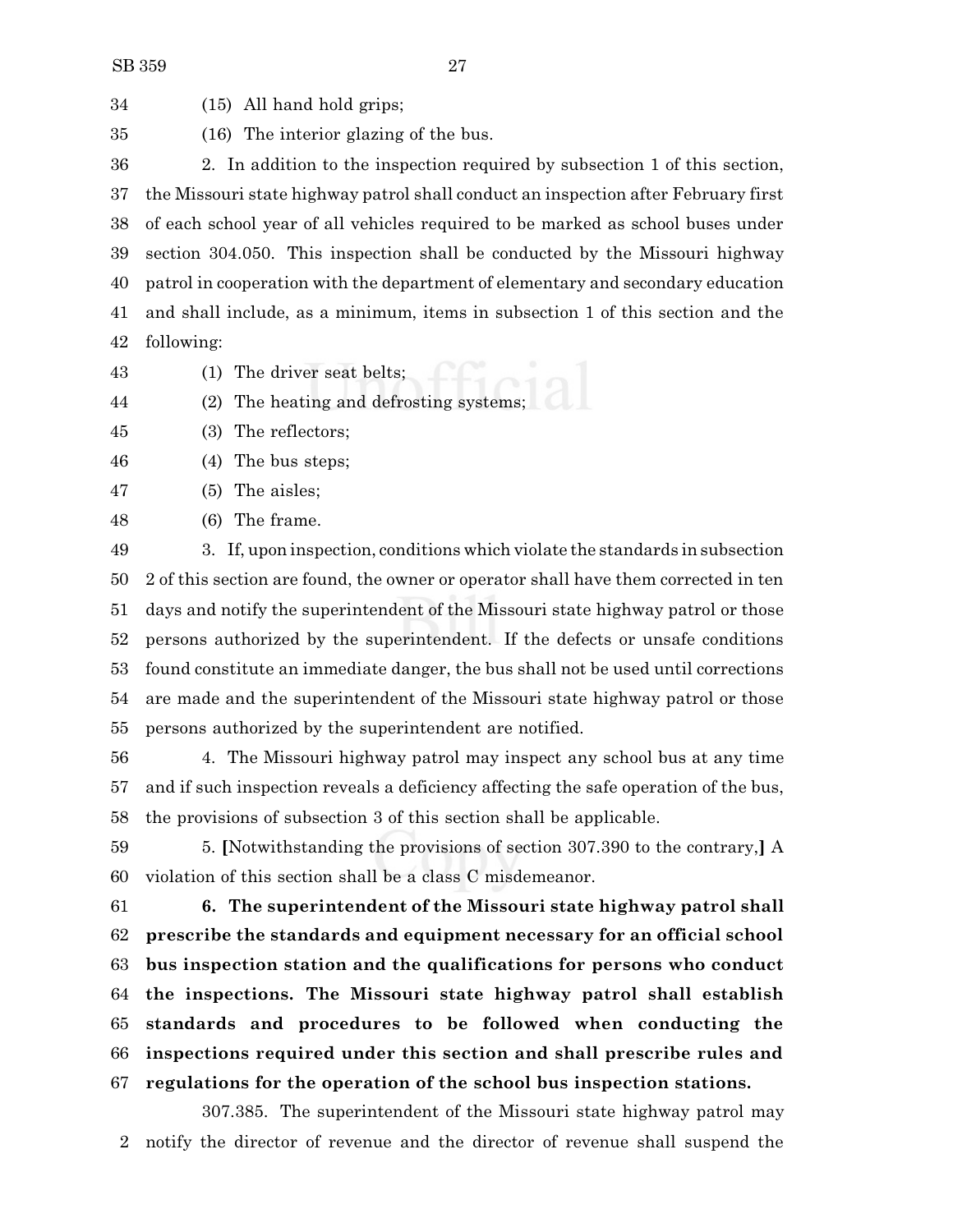(15) All hand hold grips;

(16) The interior glazing of the bus.

2. In addition to the inspection required by subsection 1 of this section, the Missouri state highway patrol shall conduct an inspection after February first of each school year of all vehicles required to be marked as school buses under section 304.050. This inspection shall be conducted by the Missouri highway patrol in cooperation with the department of elementary and secondary education and shall include, as a minimum, items in subsection 1 of this section and the following:

(1) The driver seat belts;

(2) The heating and defrosting systems;

(3) The reflectors;

(4) The bus steps;

(5) The aisles;

(6) The frame.

3. If, upon inspection, conditions which violate the standards in subsection 2 of this section are found, the owner or operator shall have them corrected in ten days and notify the superintendent of the Missouri state highway patrol or those persons authorized by the superintendent. If the defects or unsafe conditions found constitute an immediate danger, the bus shall not be used until corrections are made and the superintendent of the Missouri state highway patrol or those persons authorized by the superintendent are notified.

4. The Missouri highway patrol may inspect any school bus at any time and if such inspection reveals a deficiency affecting the safe operation of the bus, the provisions of subsection 3 of this section shall be applicable.

5. **[**Notwithstanding the provisions of section 307.390 to the contrary,**]** A violation of this section shall be a class C misdemeanor.

**6. The superintendent of the Missouri state highway patrol shall prescribe the standards and equipment necessary for an official school bus inspection station and the qualifications for persons who conduct the inspections. The Missouri state highway patrol shall establish standards and procedures to be followed when conducting the inspections required under this section and shall prescribe rules and regulations for the operation of the school bus inspection stations.**

307.385. The superintendent of the Missouri state highway patrol may notify the director of revenue and the director of revenue shall suspend the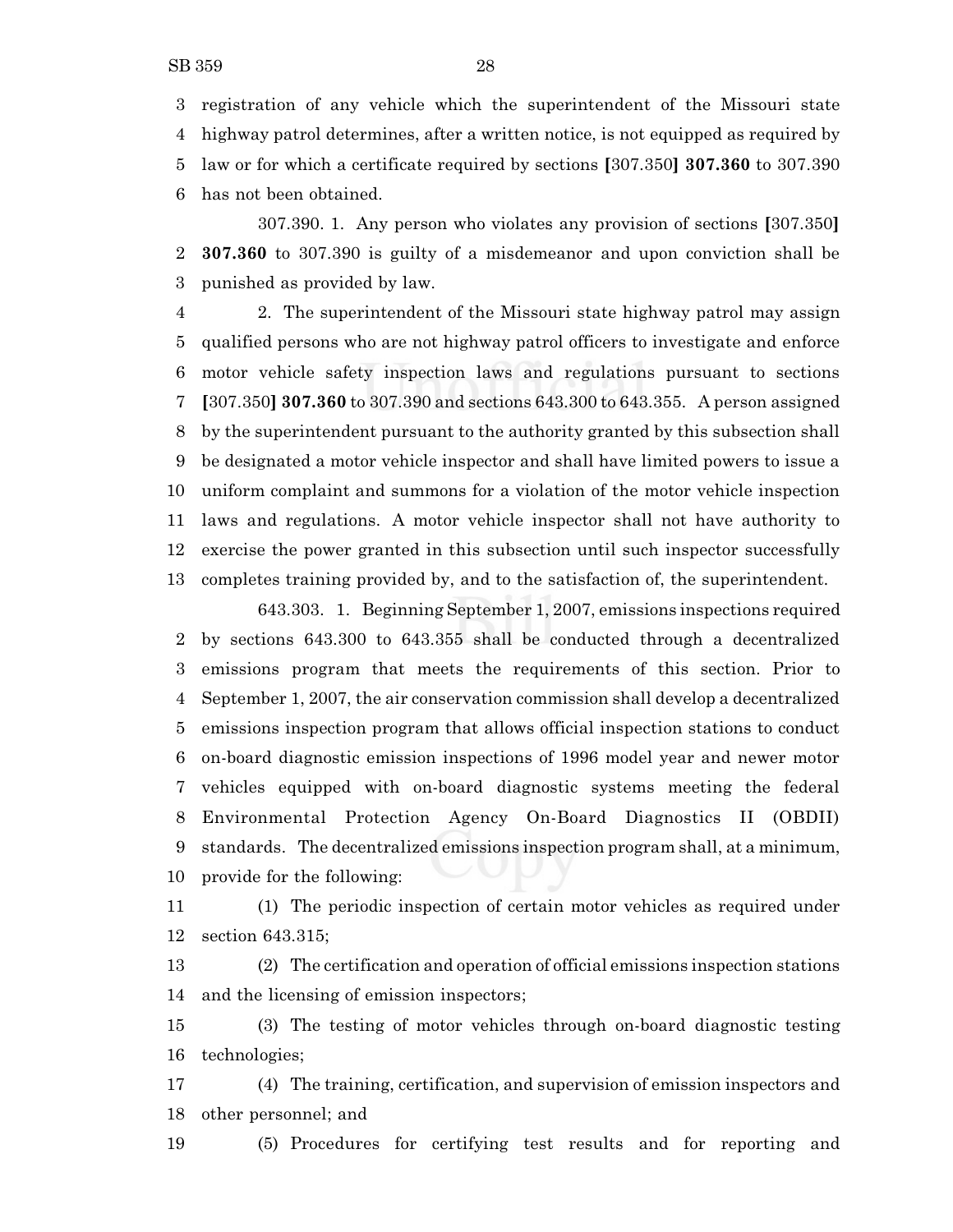registration of any vehicle which the superintendent of the Missouri state highway patrol determines, after a written notice, is not equipped as required by law or for which a certificate required by sections [307.350] **307.360** to 307.390 has not been obtained.

307.390. 1. Any person who violates any provision of sections [307.350] **307.360** to 307.390 is guilty of a misdemeanor and upon conviction shall be punished as provided by law.

2. The superintendent of the Missouri state highway patrol may assign qualified persons who are not highway patrol officers to investigate and enforce motor vehicle safety inspection laws and regulations pursuant to sections [307.350] **307.360** to 307.390 and sections 643.300 to 643.355. A person assigned by the superintendent pursuant to the authority granted by this subsection shall be designated a motor vehicle inspector and shall have limited powers to issue a uniform complaint and summons for a violation of the motor vehicle inspection laws and regulations. A motor vehicle inspector shall not have authority to exercise the power granted in this subsection until such inspector successfully completes training provided by, and to the satisfaction of, the superintendent.

643.303. 1. Beginning September 1, 2007, emissions inspections required by sections 643.300 to 643.355 shall be conducted through a decentralized emissions program that meets the requirements of this section. Prior to September 1, 2007, the air conservation commission shall develop a decentralized emissions inspection program that allows official inspection stations to conduct on-board diagnostic emission inspections of 1996 model year and newer motor vehicles equipped with on-board diagnostic systems meeting the federal Environmental Protection Agency On-Board Diagnostics II (OBDII) standards. The decentralized emissions inspection program shall, at a minimum, provide for the following:

(1) The periodic inspection of certain motor vehicles as required under section 643.315;

(2) The certification and operation of official emissions inspection stations and the licensing of emission inspectors;

(3) The testing of motor vehicles through on-board diagnostic testing technologies;

(4) The training, certification, and supervision of emission inspectors and other personnel; and

(5) Procedures for certifying test results and for reporting and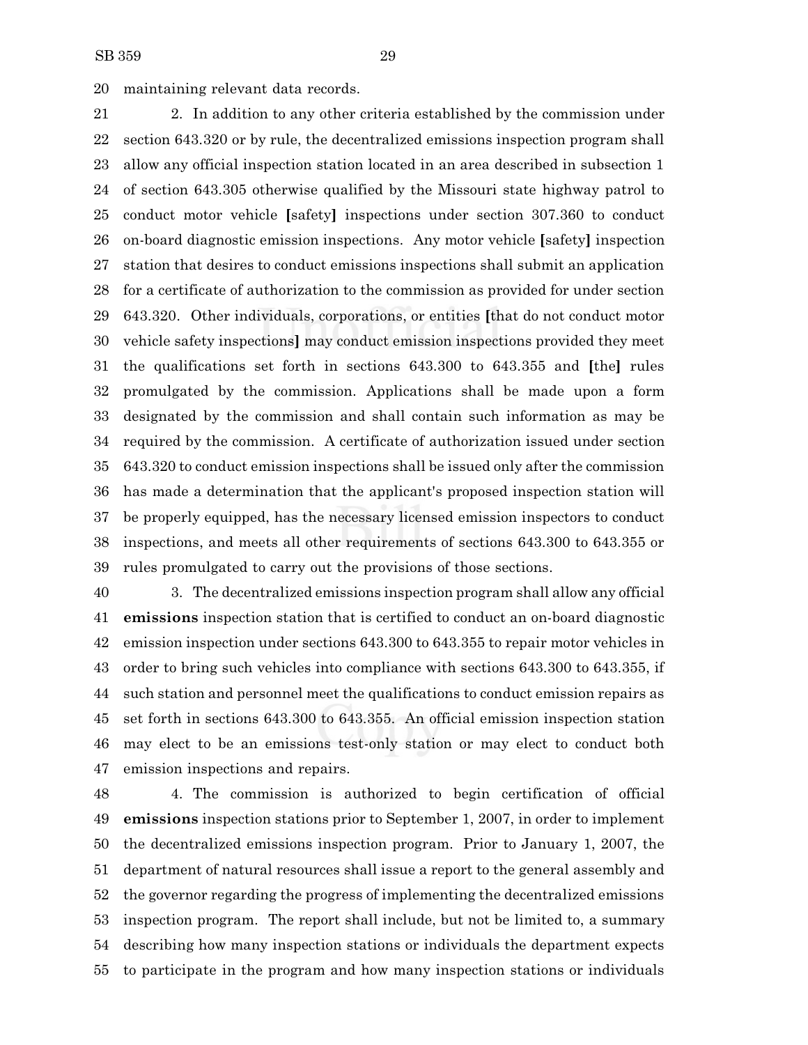maintaining relevant data records.

2. In addition to any other criteria established by the commission under section 643.320 or by rule, the decentralized emissions inspection program shall allow any official inspection station located in an area described in subsection 1 of section 643.305 otherwise qualified by the Missouri state highway patrol to conduct motor vehicle [safety] inspections under section 307.360 to conduct on-board diagnostic emission inspections. Any motor vehicle [safety] inspection station that desires to conduct emissions inspections shall submit an application for a certificate of authorization to the commission as provided for under section 643.320. Other individuals, corporations, or entities [that do not conduct motor vehicle safety inspections] may conduct emission inspections provided they meet the qualifications set forth in sections 643.300 to 643.355 and [the] rules promulgated by the commission. Applications shall be made upon a form designated by the commission and shall contain such information as may be required by the commission. A certificate of authorization issued under section 643.320 to conduct emission inspections shall be issued only after the commission has made a determination that the applicant's proposed inspection station will be properly equipped, has the necessary licensed emission inspectors to conduct inspections, and meets all other requirements of sections 643.300 to 643.355 or rules promulgated to carry out the provisions of those sections.

3. The decentralized emissions inspection program shall allow any official **emissions** inspection station that is certified to conduct an on-board diagnostic emission inspection under sections 643.300 to 643.355 to repair motor vehicles in order to bring such vehicles into compliance with sections 643.300 to 643.355, if such station and personnel meet the qualifications to conduct emission repairs as set forth in sections 643.300 to 643.355. An official emission inspection station may elect to be an emissions test-only station or may elect to conduct both emission inspections and repairs.

4. The commission is authorized to begin certification of official **emissions** inspection stations prior to September 1, 2007, in order to implement the decentralized emissions inspection program. Prior to January 1, 2007, the department of natural resources shall issue a report to the general assembly and the governor regarding the progress of implementing the decentralized emissions inspection program. The report shall include, but not be limited to, a summary describing how many inspection stations or individuals the department expects to participate in the program and how many inspection stations or individuals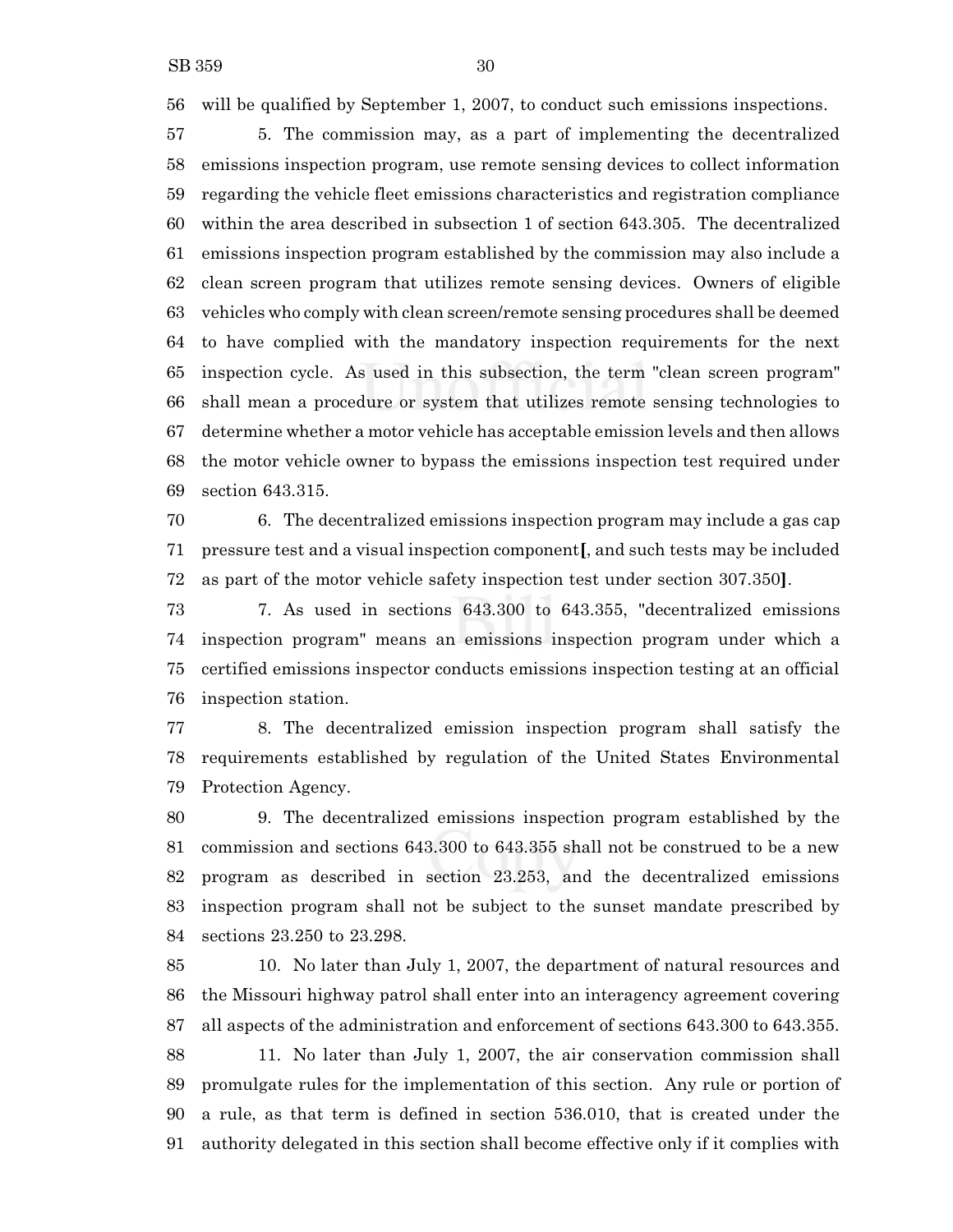56 will be qualified by September 1, 2007, to conduct such emissions inspections.

57 5. The commission may, as a part of implementing the decentralized
58 emissions inspection program, use remote sensing devices to collect information
59 regarding the vehicle fleet emissions characteristics and registration compliance
60 within the area described in subsection 1 of section 643.305. The decentralized
61 emissions inspection program established by the commission may also include a
62 clean screen program that utilizes remote sensing devices. Owners of eligible
63 vehicles who comply with clean screen/remote sensing procedures shall be deemed
64 to have complied with the mandatory inspection requirements for the next
65 inspection cycle. As used in this subsection, the term "clean screen program"
66 shall mean a procedure or system that utilizes remote sensing technologies to
67 determine whether a motor vehicle has acceptable emission levels and then allows
68 the motor vehicle owner to bypass the emissions inspection test required under
69 section 643.315.

70 6. The decentralized emissions inspection program may include a gas cap
71 pressure test and a visual inspection component**[**, and such tests may be included
72 as part of the motor vehicle safety inspection test under section 307.350**]**.

73 7. As used in sections 643.300 to 643.355, "decentralized emissions
74 inspection program" means an emissions inspection program under which a
75 certified emissions inspector conducts emissions inspection testing at an official
76 inspection station.

77 8. The decentralized emission inspection program shall satisfy the
78 requirements established by regulation of the United States Environmental
79 Protection Agency.

80 9. The decentralized emissions inspection program established by the
81 commission and sections 643.300 to 643.355 shall not be construed to be a new
82 program as described in section 23.253, and the decentralized emissions
83 inspection program shall not be subject to the sunset mandate prescribed by
84 sections 23.250 to 23.298.

85 10. No later than July 1, 2007, the department of natural resources and
86 the Missouri highway patrol shall enter into an interagency agreement covering
87 all aspects of the administration and enforcement of sections 643.300 to 643.355.

88 11. No later than July 1, 2007, the air conservation commission shall
89 promulgate rules for the implementation of this section. Any rule or portion of
90 a rule, as that term is defined in section 536.010, that is created under the
91 authority delegated in this section shall become effective only if it complies with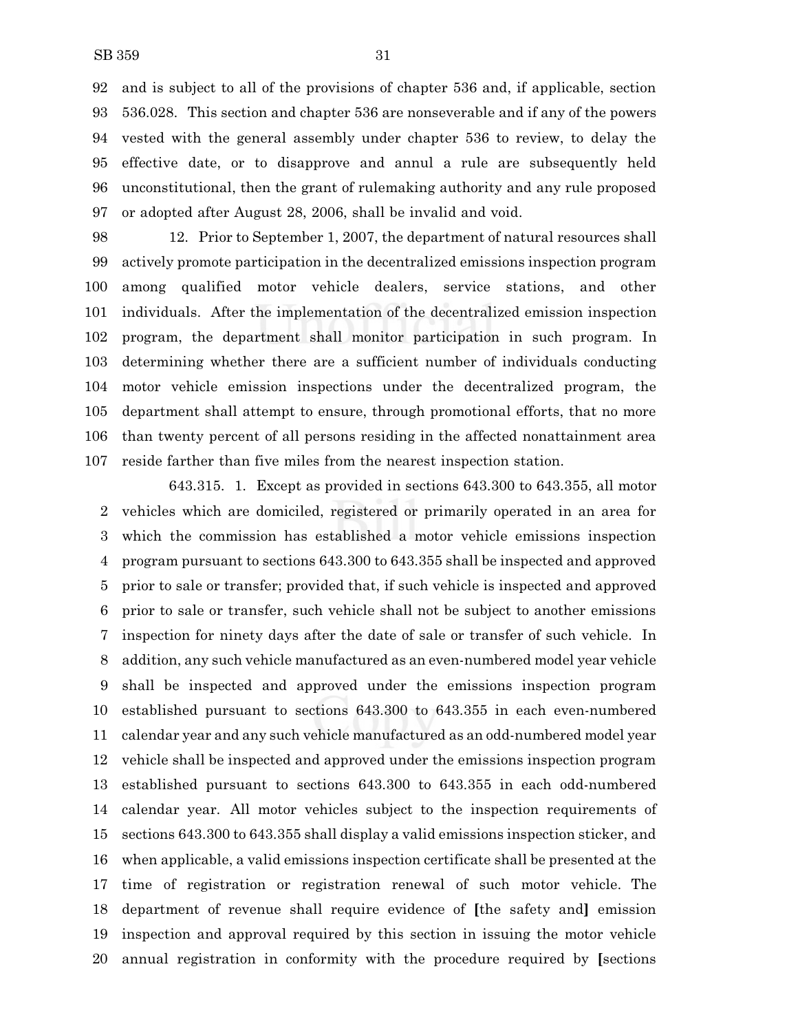and is subject to all of the provisions of chapter 536 and, if applicable, section 536.028. This section and chapter 536 are nonseverable and if any of the powers vested with the general assembly under chapter 536 to review, to delay the effective date, or to disapprove and annul a rule are subsequently held unconstitutional, then the grant of rulemaking authority and any rule proposed or adopted after August 28, 2006, shall be invalid and void.

12. Prior to September 1, 2007, the department of natural resources shall actively promote participation in the decentralized emissions inspection program among qualified motor vehicle dealers, service stations, and other individuals. After the implementation of the decentralized emission inspection program, the department shall monitor participation in such program. In determining whether there are a sufficient number of individuals conducting motor vehicle emission inspections under the decentralized program, the department shall attempt to ensure, through promotional efforts, that no more than twenty percent of all persons residing in the affected nonattainment area reside farther than five miles from the nearest inspection station.

643.315. 1. Except as provided in sections 643.300 to 643.355, all motor vehicles which are domiciled, registered or primarily operated in an area for which the commission has established a motor vehicle emissions inspection program pursuant to sections 643.300 to 643.355 shall be inspected and approved prior to sale or transfer; provided that, if such vehicle is inspected and approved prior to sale or transfer, such vehicle shall not be subject to another emissions inspection for ninety days after the date of sale or transfer of such vehicle. In addition, any such vehicle manufactured as an even-numbered model year vehicle shall be inspected and approved under the emissions inspection program established pursuant to sections 643.300 to 643.355 in each even-numbered calendar year and any such vehicle manufactured as an odd-numbered model year vehicle shall be inspected and approved under the emissions inspection program established pursuant to sections 643.300 to 643.355 in each odd-numbered calendar year. All motor vehicles subject to the inspection requirements of sections 643.300 to 643.355 shall display a valid emissions inspection sticker, and when applicable, a valid emissions inspection certificate shall be presented at the time of registration or registration renewal of such motor vehicle. The department of revenue shall require evidence of **[**the safety and**]** emission inspection and approval required by this section in issuing the motor vehicle annual registration in conformity with the procedure required by **[**sections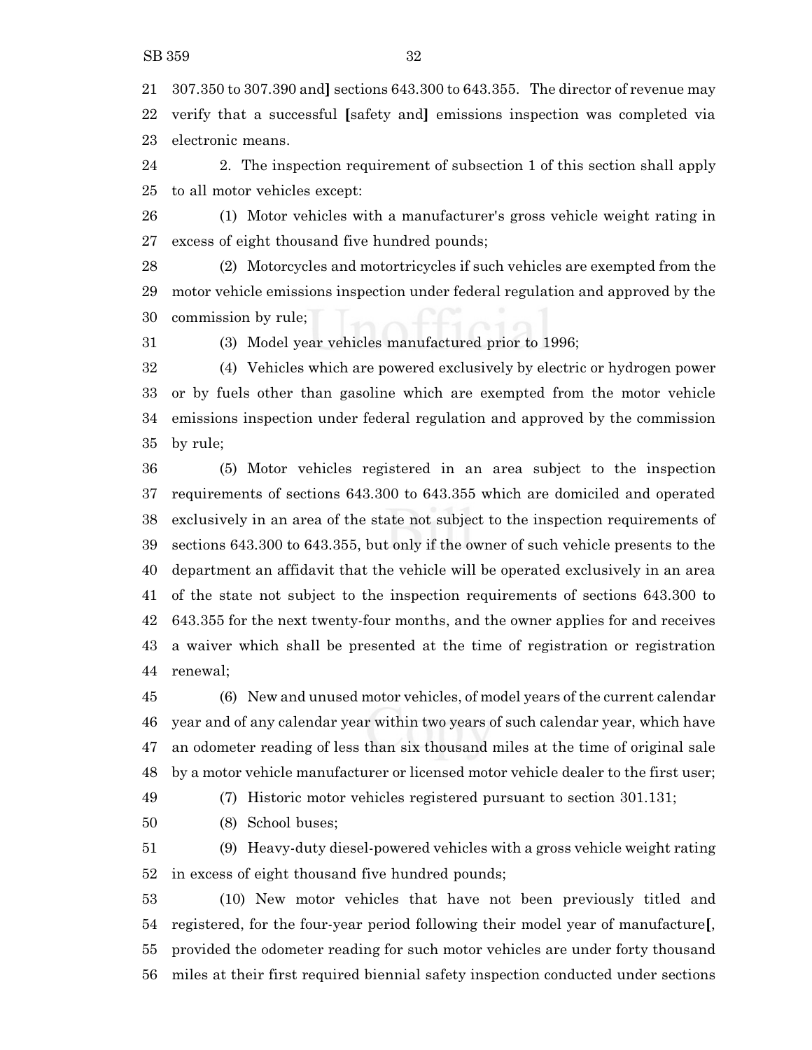21 307.350 to 307.390 and] sections 643.300 to 643.355. The director of revenue may
22 verify that a successful [safety and] emissions inspection was completed via
23 electronic means.

24 2. The inspection requirement of subsection 1 of this section shall apply
25 to all motor vehicles except:

26 (1) Motor vehicles with a manufacturer's gross vehicle weight rating in
27 excess of eight thousand five hundred pounds;

28 (2) Motorcycles and motortricycles if such vehicles are exempted from the
29 motor vehicle emissions inspection under federal regulation and approved by the
30 commission by rule;

31 (3) Model year vehicles manufactured prior to 1996;

32 (4) Vehicles which are powered exclusively by electric or hydrogen power
33 or by fuels other than gasoline which are exempted from the motor vehicle
34 emissions inspection under federal regulation and approved by the commission
35 by rule;

36 (5) Motor vehicles registered in an area subject to the inspection
37 requirements of sections 643.300 to 643.355 which are domiciled and operated
38 exclusively in an area of the state not subject to the inspection requirements of
39 sections 643.300 to 643.355, but only if the owner of such vehicle presents to the
40 department an affidavit that the vehicle will be operated exclusively in an area
41 of the state not subject to the inspection requirements of sections 643.300 to
42 643.355 for the next twenty-four months, and the owner applies for and receives
43 a waiver which shall be presented at the time of registration or registration
44 renewal;

45 (6) New and unused motor vehicles, of model years of the current calendar
46 year and of any calendar year within two years of such calendar year, which have
47 an odometer reading of less than six thousand miles at the time of original sale
48 by a motor vehicle manufacturer or licensed motor vehicle dealer to the first user;

49 (7) Historic motor vehicles registered pursuant to section 301.131;

50 (8) School buses;

51 (9) Heavy-duty diesel-powered vehicles with a gross vehicle weight rating
52 in excess of eight thousand five hundred pounds;

53 (10) New motor vehicles that have not been previously titled and
54 registered, for the four-year period following their model year of manufacture[,
55 provided the odometer reading for such motor vehicles are under forty thousand
56 miles at their first required biennial safety inspection conducted under sections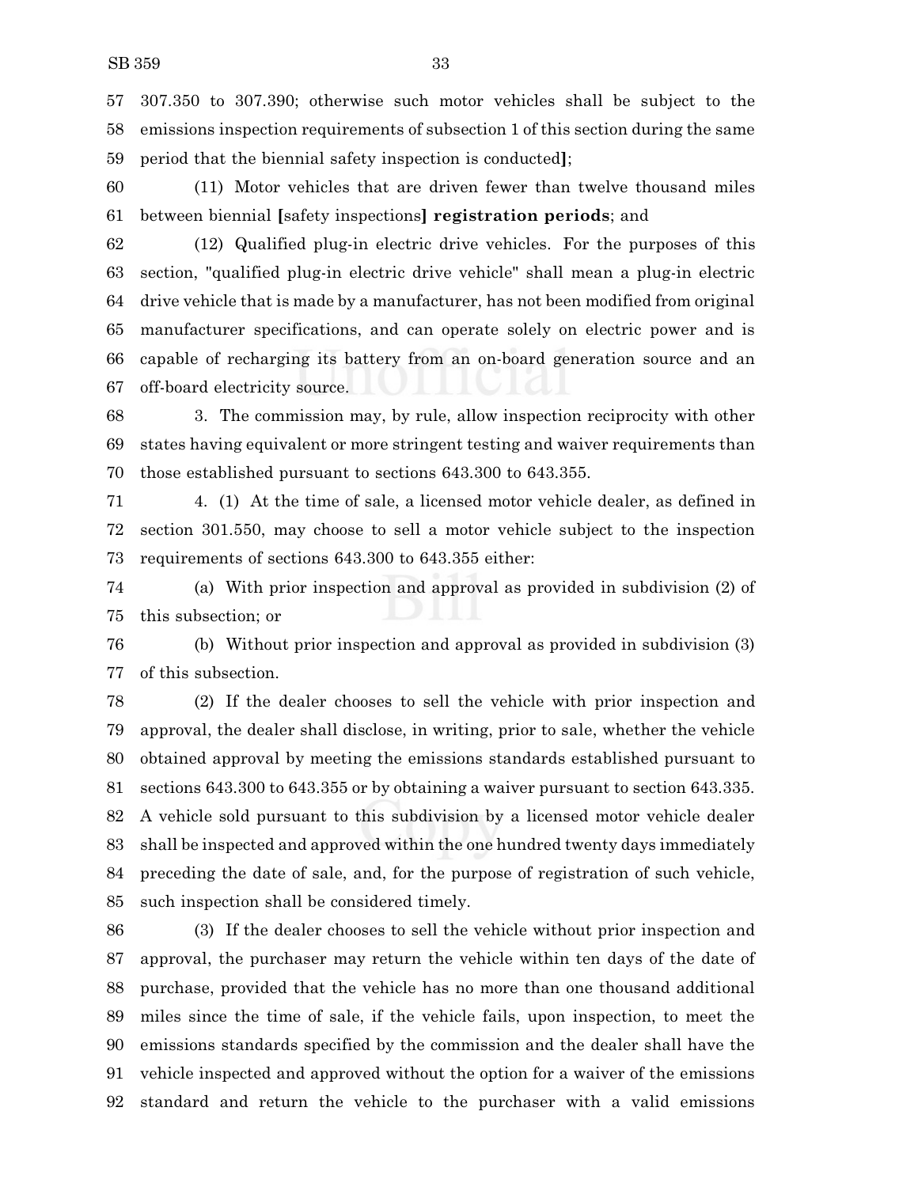307.350 to 307.390; otherwise such motor vehicles shall be subject to the emissions inspection requirements of subsection 1 of this section during the same period that the biennial safety inspection is conducted];

(11) Motor vehicles that are driven fewer than twelve thousand miles between biennial [safety inspections] **registration periods**; and

(12) Qualified plug-in electric drive vehicles. For the purposes of this section, "qualified plug-in electric drive vehicle" shall mean a plug-in electric drive vehicle that is made by a manufacturer, has not been modified from original manufacturer specifications, and can operate solely on electric power and is capable of recharging its battery from an on-board generation source and an off-board electricity source.

3. The commission may, by rule, allow inspection reciprocity with other states having equivalent or more stringent testing and waiver requirements than those established pursuant to sections 643.300 to 643.355.

4. (1) At the time of sale, a licensed motor vehicle dealer, as defined in section 301.550, may choose to sell a motor vehicle subject to the inspection requirements of sections 643.300 to 643.355 either:

(a) With prior inspection and approval as provided in subdivision (2) of this subsection; or

(b) Without prior inspection and approval as provided in subdivision (3) of this subsection.

(2) If the dealer chooses to sell the vehicle with prior inspection and approval, the dealer shall disclose, in writing, prior to sale, whether the vehicle obtained approval by meeting the emissions standards established pursuant to sections 643.300 to 643.355 or by obtaining a waiver pursuant to section 643.335. A vehicle sold pursuant to this subdivision by a licensed motor vehicle dealer shall be inspected and approved within the one hundred twenty days immediately preceding the date of sale, and, for the purpose of registration of such vehicle, such inspection shall be considered timely.

(3) If the dealer chooses to sell the vehicle without prior inspection and approval, the purchaser may return the vehicle within ten days of the date of purchase, provided that the vehicle has no more than one thousand additional miles since the time of sale, if the vehicle fails, upon inspection, to meet the emissions standards specified by the commission and the dealer shall have the vehicle inspected and approved without the option for a waiver of the emissions standard and return the vehicle to the purchaser with a valid emissions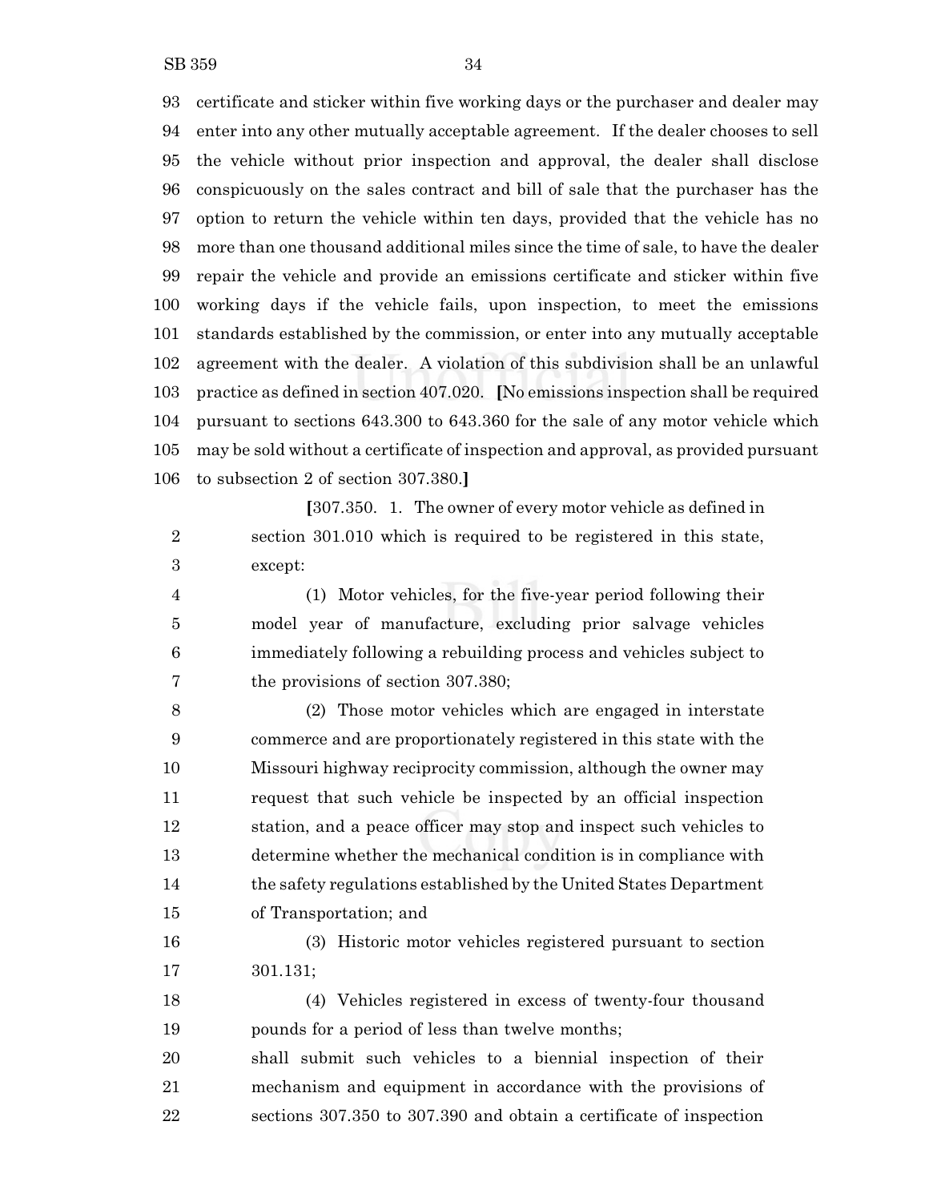certificate and sticker within five working days or the purchaser and dealer may enter into any other mutually acceptable agreement. If the dealer chooses to sell the vehicle without prior inspection and approval, the dealer shall disclose conspicuously on the sales contract and bill of sale that the purchaser has the option to return the vehicle within ten days, provided that the vehicle has no more than one thousand additional miles since the time of sale, to have the dealer repair the vehicle and provide an emissions certificate and sticker within five working days if the vehicle fails, upon inspection, to meet the emissions standards established by the commission, or enter into any mutually acceptable agreement with the dealer. A violation of this subdivision shall be an unlawful practice as defined in section 407.020. **[**No emissions inspection shall be required pursuant to sections 643.300 to 643.360 for the sale of any motor vehicle which may be sold without a certificate of inspection and approval, as provided pursuant to subsection 2 of section 307.380.**]**

**[**307.350. 1. The owner of every motor vehicle as defined in section 301.010 which is required to be registered in this state, except:

(1) Motor vehicles, for the five-year period following their model year of manufacture, excluding prior salvage vehicles immediately following a rebuilding process and vehicles subject to the provisions of section 307.380;

(2) Those motor vehicles which are engaged in interstate commerce and are proportionately registered in this state with the Missouri highway reciprocity commission, although the owner may request that such vehicle be inspected by an official inspection station, and a peace officer may stop and inspect such vehicles to determine whether the mechanical condition is in compliance with the safety regulations established by the United States Department of Transportation; and

(3) Historic motor vehicles registered pursuant to section 301.131;

(4) Vehicles registered in excess of twenty-four thousand pounds for a period of less than twelve months;

shall submit such vehicles to a biennial inspection of their mechanism and equipment in accordance with the provisions of sections 307.350 to 307.390 and obtain a certificate of inspection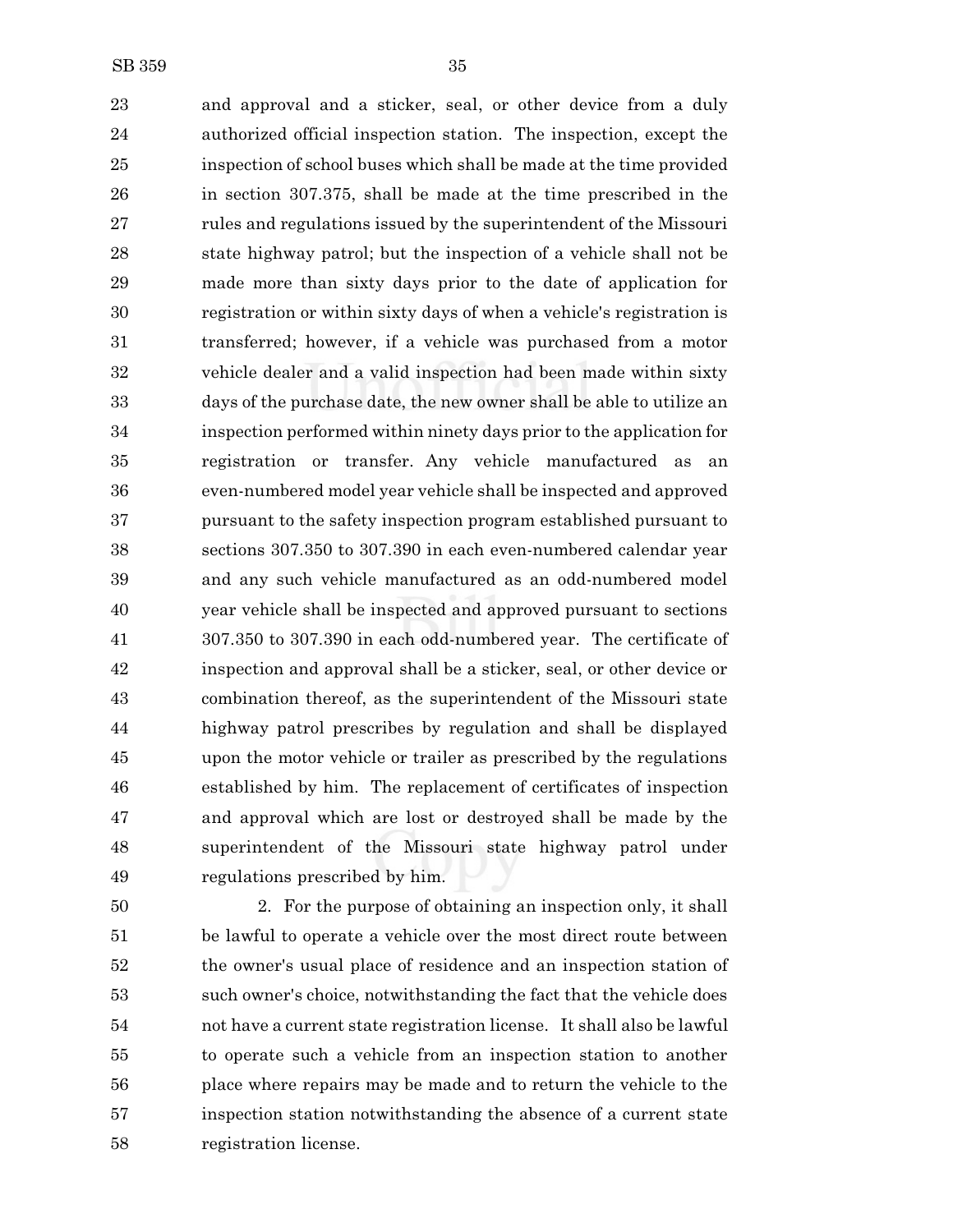and approval and a sticker, seal, or other device from a duly authorized official inspection station. The inspection, except the inspection of school buses which shall be made at the time provided in section 307.375, shall be made at the time prescribed in the rules and regulations issued by the superintendent of the Missouri state highway patrol; but the inspection of a vehicle shall not be made more than sixty days prior to the date of application for registration or within sixty days of when a vehicle's registration is transferred; however, if a vehicle was purchased from a motor vehicle dealer and a valid inspection had been made within sixty days of the purchase date, the new owner shall be able to utilize an inspection performed within ninety days prior to the application for registration or transfer. Any vehicle manufactured as an even-numbered model year vehicle shall be inspected and approved pursuant to the safety inspection program established pursuant to sections 307.350 to 307.390 in each even-numbered calendar year and any such vehicle manufactured as an odd-numbered model year vehicle shall be inspected and approved pursuant to sections 307.350 to 307.390 in each odd-numbered year. The certificate of inspection and approval shall be a sticker, seal, or other device or combination thereof, as the superintendent of the Missouri state highway patrol prescribes by regulation and shall be displayed upon the motor vehicle or trailer as prescribed by the regulations established by him. The replacement of certificates of inspection and approval which are lost or destroyed shall be made by the superintendent of the Missouri state highway patrol under regulations prescribed by him.

2. For the purpose of obtaining an inspection only, it shall be lawful to operate a vehicle over the most direct route between the owner's usual place of residence and an inspection station of such owner's choice, notwithstanding the fact that the vehicle does not have a current state registration license. It shall also be lawful to operate such a vehicle from an inspection station to another place where repairs may be made and to return the vehicle to the inspection station notwithstanding the absence of a current state registration license.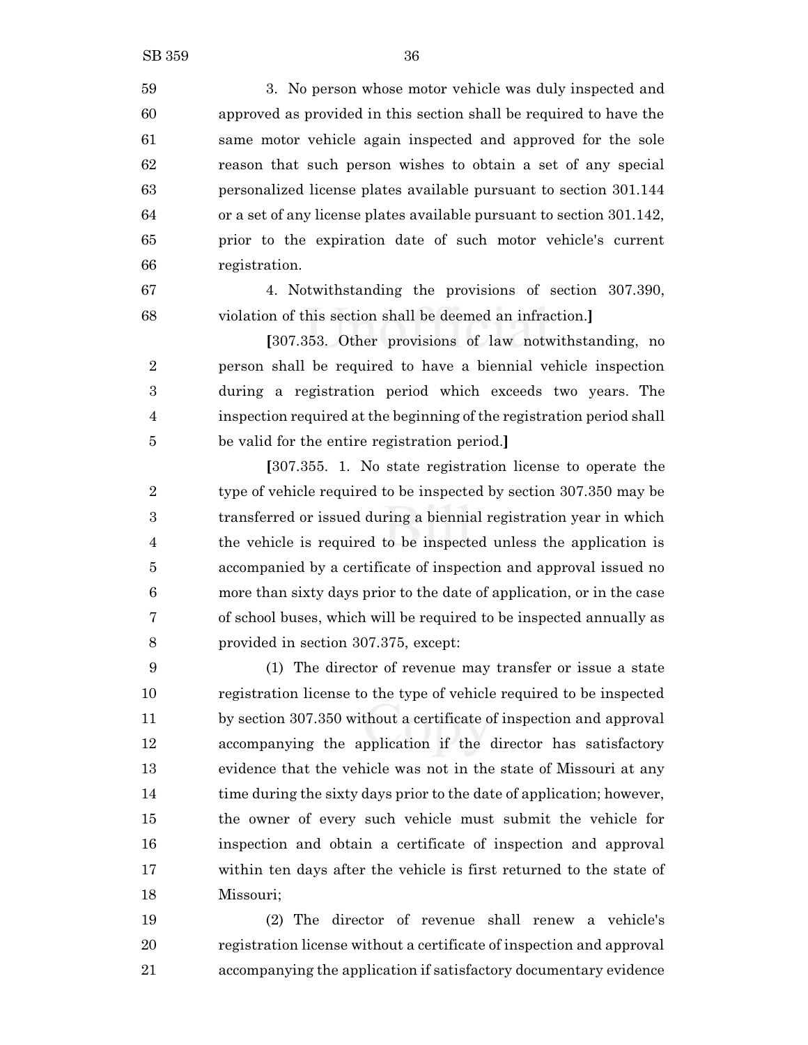3. No person whose motor vehicle was duly inspected and approved as provided in this section shall be required to have the same motor vehicle again inspected and approved for the sole reason that such person wishes to obtain a set of any special personalized license plates available pursuant to section 301.144 or a set of any license plates available pursuant to section 301.142, prior to the expiration date of such motor vehicle's current registration.

4. Notwithstanding the provisions of section 307.390, violation of this section shall be deemed an infraction.]

[307.353. Other provisions of law notwithstanding, no person shall be required to have a biennial vehicle inspection during a registration period which exceeds two years. The inspection required at the beginning of the registration period shall be valid for the entire registration period.]

[307.355. 1. No state registration license to operate the type of vehicle required to be inspected by section 307.350 may be transferred or issued during a biennial registration year in which the vehicle is required to be inspected unless the application is accompanied by a certificate of inspection and approval issued no more than sixty days prior to the date of application, or in the case of school buses, which will be required to be inspected annually as provided in section 307.375, except:

(1) The director of revenue may transfer or issue a state registration license to the type of vehicle required to be inspected by section 307.350 without a certificate of inspection and approval accompanying the application if the director has satisfactory evidence that the vehicle was not in the state of Missouri at any time during the sixty days prior to the date of application; however, the owner of every such vehicle must submit the vehicle for inspection and obtain a certificate of inspection and approval within ten days after the vehicle is first returned to the state of Missouri;

(2) The director of revenue shall renew a vehicle's registration license without a certificate of inspection and approval accompanying the application if satisfactory documentary evidence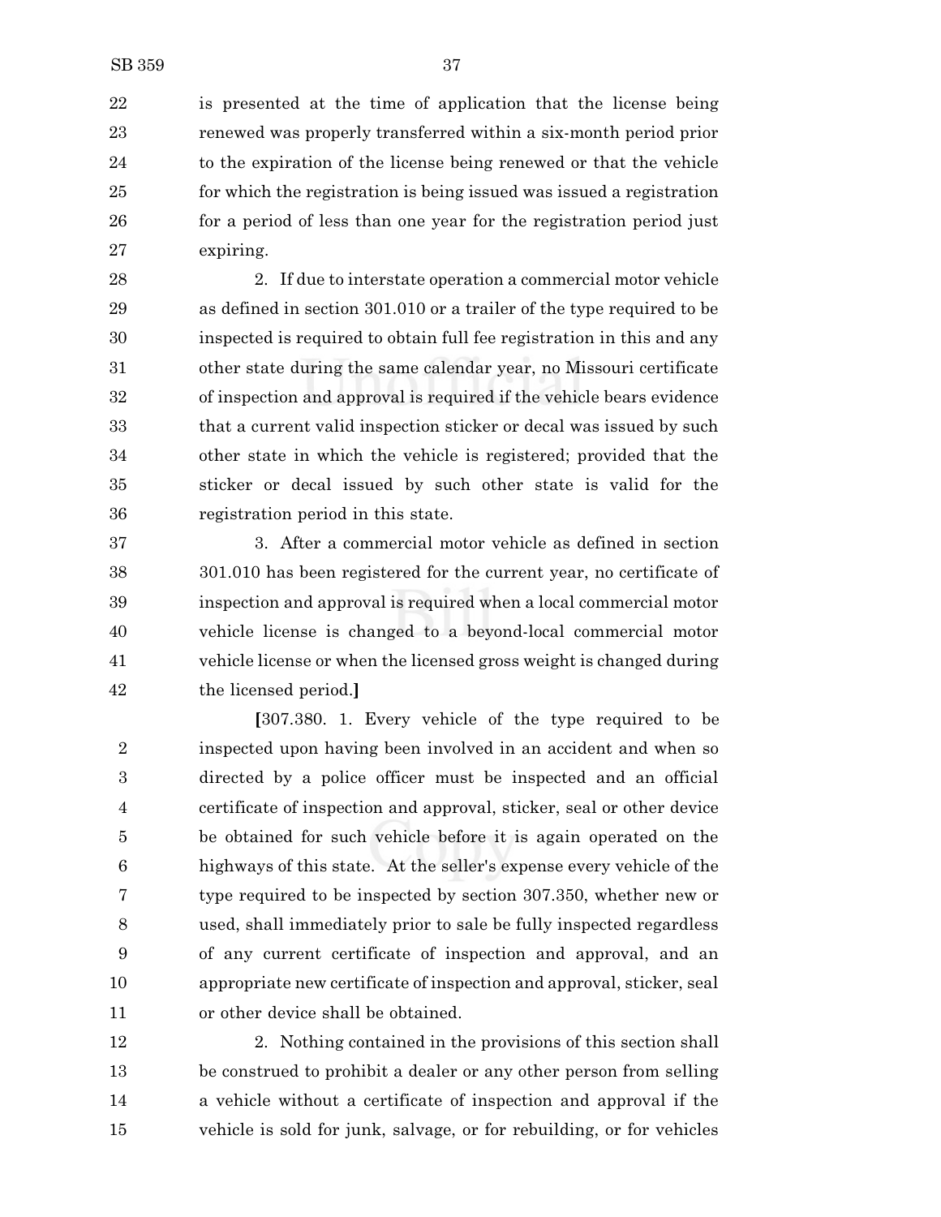is presented at the time of application that the license being renewed was properly transferred within a six-month period prior to the expiration of the license being renewed or that the vehicle for which the registration is being issued was issued a registration for a period of less than one year for the registration period just expiring.

2. If due to interstate operation a commercial motor vehicle as defined in section 301.010 or a trailer of the type required to be inspected is required to obtain full fee registration in this and any other state during the same calendar year, no Missouri certificate of inspection and approval is required if the vehicle bears evidence that a current valid inspection sticker or decal was issued by such other state in which the vehicle is registered; provided that the sticker or decal issued by such other state is valid for the registration period in this state.

3. After a commercial motor vehicle as defined in section 301.010 has been registered for the current year, no certificate of inspection and approval is required when a local commercial motor vehicle license is changed to a beyond-local commercial motor vehicle license or when the licensed gross weight is changed during the licensed period.]

[307.380. 1. Every vehicle of the type required to be inspected upon having been involved in an accident and when so directed by a police officer must be inspected and an official certificate of inspection and approval, sticker, seal or other device be obtained for such vehicle before it is again operated on the highways of this state. At the seller's expense every vehicle of the type required to be inspected by section 307.350, whether new or used, shall immediately prior to sale be fully inspected regardless of any current certificate of inspection and approval, and an appropriate new certificate of inspection and approval, sticker, seal or other device shall be obtained.

2. Nothing contained in the provisions of this section shall be construed to prohibit a dealer or any other person from selling a vehicle without a certificate of inspection and approval if the vehicle is sold for junk, salvage, or for rebuilding, or for vehicles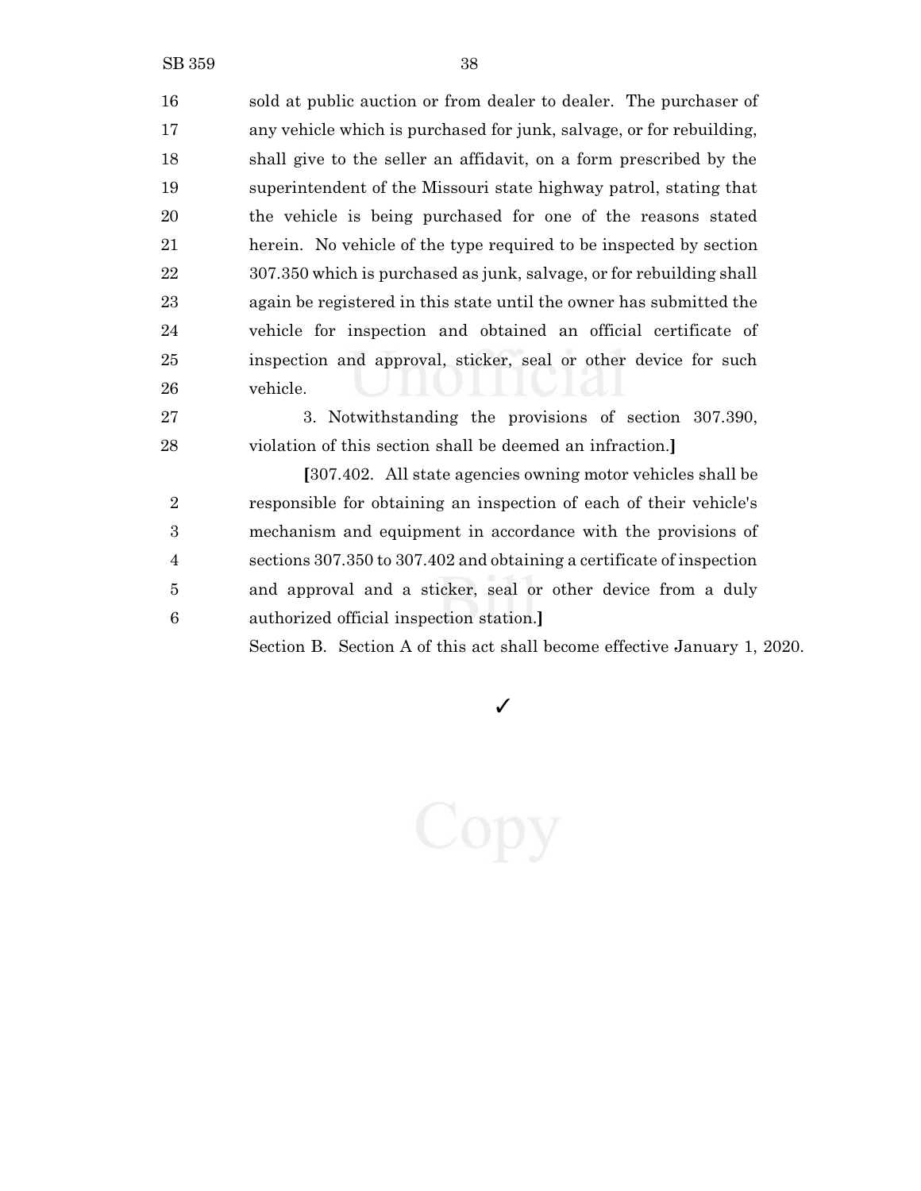16 sold at public auction or from dealer to dealer. The purchaser of
17 any vehicle which is purchased for junk, salvage, or for rebuilding,
18 shall give to the seller an affidavit, on a form prescribed by the
19 superintendent of the Missouri state highway patrol, stating that
20 the vehicle is being purchased for one of the reasons stated
21 herein. No vehicle of the type required to be inspected by section
22 307.350 which is purchased as junk, salvage, or for rebuilding shall
23 again be registered in this state until the owner has submitted the
24 vehicle for inspection and obtained an official certificate of
25 inspection and approval, sticker, seal or other device for such
26 vehicle.

27 3. Notwithstanding the provisions of section 307.390,
28 violation of this section shall be deemed an infraction.]

[307.402. All state agencies owning motor vehicles shall be
2 responsible for obtaining an inspection of each of their vehicle's
3 mechanism and equipment in accordance with the provisions of
4 sections 307.350 to 307.402 and obtaining a certificate of inspection
5 and approval and a sticker, seal or other device from a duly
6 authorized official inspection station.]

Section B. Section A of this act shall become effective January 1, 2020.

✓